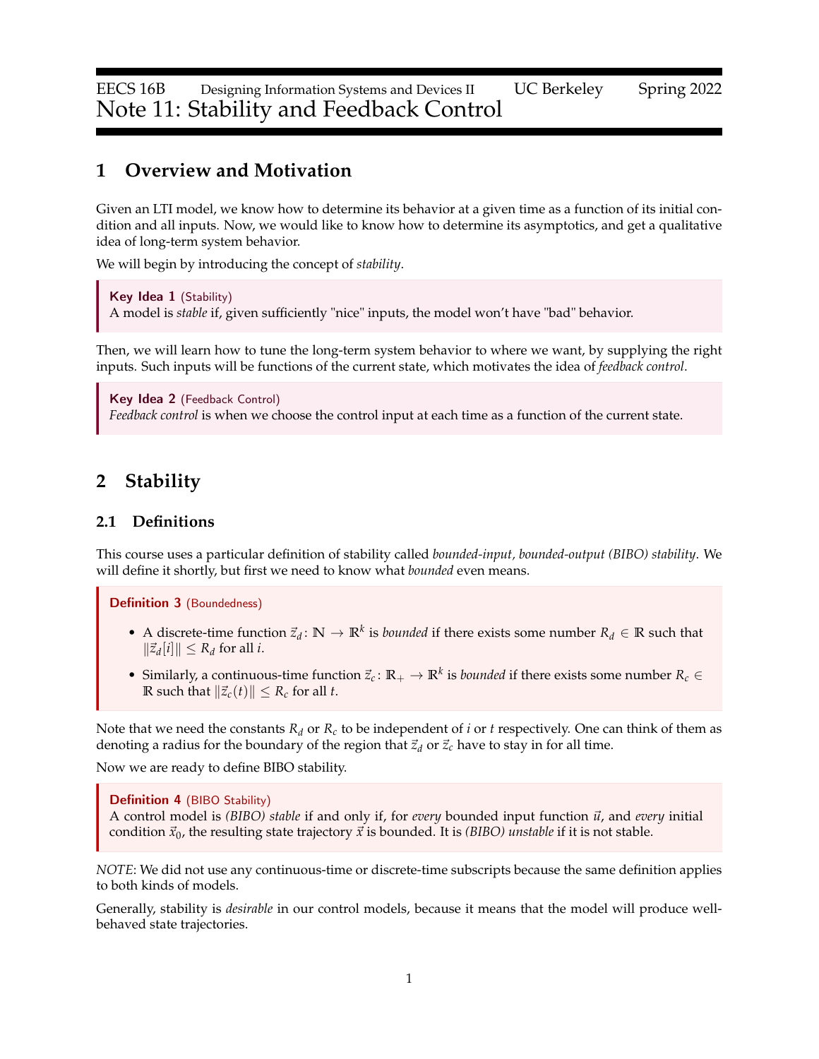EECS 16B Designing Information Systems and Devices II UC Berkeley Spring 2022

# Note 11: Stability and Feedback Control

## 1 Overview and Motivation

Given an LTI model, we know how to determine its behavior at a given time as a function of its initial condition and all inputs. Now, we would like to know how to determine its asymptotics, and get a qualitative idea of long-term system behavior.

We will begin by introducing the concept of *stability*.

> **Key Idea 1** (Stability)
> A model is *stable* if, given sufficiently "nice" inputs, the model won't have "bad" behavior.

Then, we will learn how to tune the long-term system behavior to where we want, by supplying the right inputs. Such inputs will be functions of the current state, which motivates the idea of *feedback control*.

> **Key Idea 2** (Feedback Control)
> *Feedback control* is when we choose the control input at each time as a function of the current state.

## 2 Stability

### 2.1 Definitions

This course uses a particular definition of stability called *bounded-input, bounded-output (BIBO) stability*. We will define it shortly, but first we need to know what *bounded* even means.

> **Definition 3** (Boundedness)
>
> - A discrete-time function $\vec{z}_d \colon \mathbb{N} \to \mathbb{R}^k$ is *bounded* if there exists some number $R_d \in \mathbb{R}$ such that $\|\vec{z}_d[i]\| \leq R_d$ for all $i$.
> - Similarly, a continuous-time function $\vec{z}_c \colon \mathbb{R}_+ \to \mathbb{R}^k$ is *bounded* if there exists some number $R_c \in \mathbb{R}$ such that $\|\vec{z}_c(t)\| \leq R_c$ for all $t$.

Note that we need the constants $R_d$ or $R_c$ to be independent of $i$ or $t$ respectively. One can think of them as denoting a radius for the boundary of the region that $\vec{z}_d$ or $\vec{z}_c$ have to stay in for all time.

Now we are ready to define BIBO stability.

> **Definition 4** (BIBO Stability)
> A control model is *(BIBO) stable* if and only if, for *every* bounded input function $\vec{u}$, and *every* initial condition $\vec{x}_0$, the resulting state trajectory $\vec{x}$ is bounded. It is *(BIBO) unstable* if it is not stable.

*NOTE*: We did not use any continuous-time or discrete-time subscripts because the same definition applies to both kinds of models.

Generally, stability is *desirable* in our control models, because it means that the model will produce well-behaved state trajectories.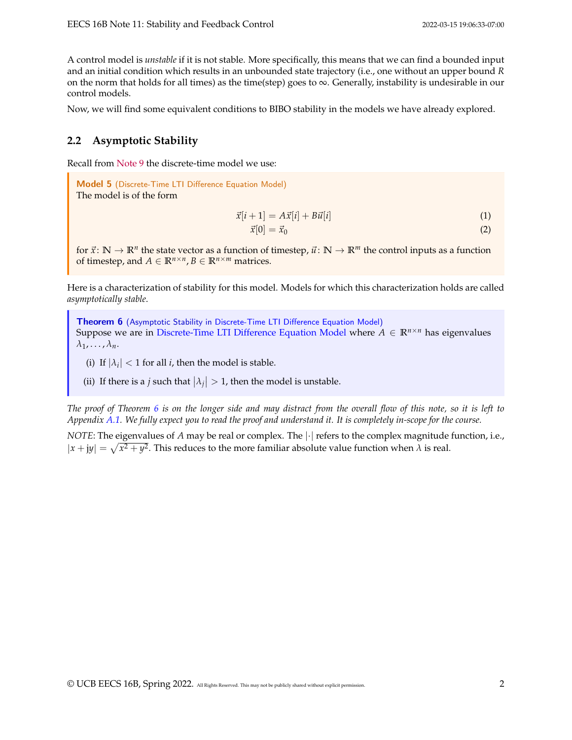A control model is *unstable* if it is not stable. More specifically, this means that we can find a bounded input and an initial condition which results in an unbounded state trajectory (i.e., one without an upper bound $R$ on the norm that holds for all times) as the time(step) goes to $\infty$. Generally, instability is undesirable in our control models.

Now, we will find some equivalent conditions to BIBO stability in the models we have already explored.

## 2.2 Asymptotic Stability

Recall from Note 9 the discrete-time model we use:

> **Model 5** (Discrete-Time LTI Difference Equation Model)
> The model is of the form
>
> $$\vec{x}[i+1] = A\vec{x}[i] + B\vec{u}[i] \tag{1}$$
> $$\vec{x}[0] = \vec{x}_0 \tag{2}$$
>
> for $\vec{x}\colon \mathbb{N} \to \mathbb{R}^n$ the state vector as a function of timestep, $\vec{u}\colon \mathbb{N} \to \mathbb{R}^m$ the control inputs as a function of timestep, and $A \in \mathbb{R}^{n\times n}$, $B \in \mathbb{R}^{n\times m}$ matrices.

Here is a characterization of stability for this model. Models for which this characterization holds are called *asymptotically stable*.

> **Theorem 6** (Asymptotic Stability in Discrete-Time LTI Difference Equation Model)
> Suppose we are in Discrete-Time LTI Difference Equation Model where $A \in \mathbb{R}^{n\times n}$ has eigenvalues $\lambda_1, \ldots, \lambda_n$.
>
> (i) If $|\lambda_i| < 1$ for all $i$, then the model is stable.
>
> (ii) If there is a $j$ such that $|\lambda_j| > 1$, then the model is unstable.

*The proof of Theorem 6 is on the longer side and may distract from the overall flow of this note, so it is left to Appendix A.1. We fully expect you to read the proof and understand it. It is completely in-scope for the course.*

*NOTE*: The eigenvalues of $A$ may be real or complex. The $|\cdot|$ refers to the complex magnitude function, i.e., $|x + \mathrm{j}y| = \sqrt{x^2 + y^2}$. This reduces to the more familiar absolute value function when $\lambda$ is real.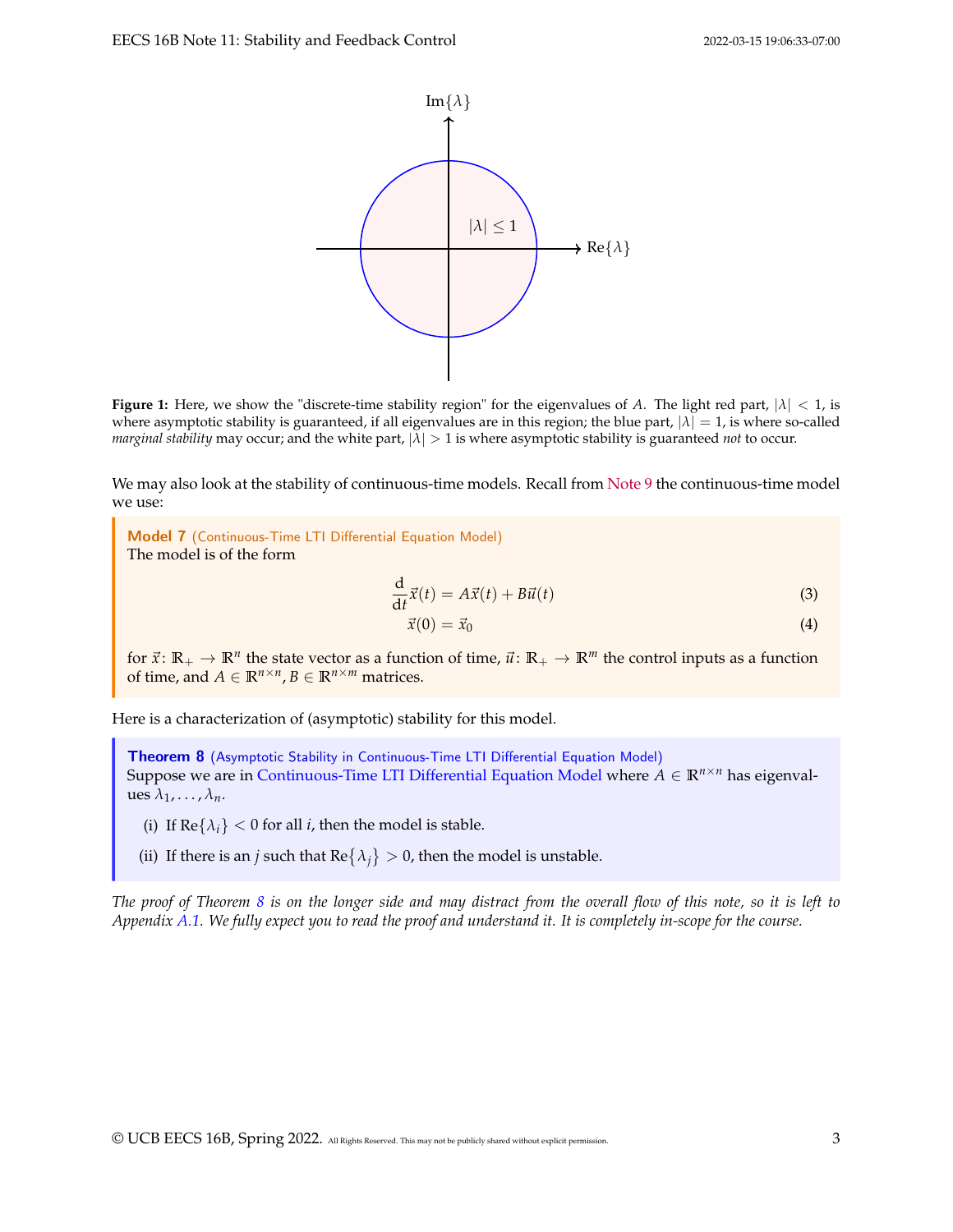**Figure 1:** Here, we show the "discrete-time stability region" for the eigenvalues of $A$. The light red part, $|\lambda| < 1$, is where asymptotic stability is guaranteed, if all eigenvalues are in this region; the blue part, $|\lambda| = 1$, is where so-called *marginal stability* may occur; and the white part, $|\lambda| > 1$ is where asymptotic stability is guaranteed *not* to occur.

We may also look at the stability of continuous-time models. Recall from Note 9 the continuous-time model we use:

> **Model 7** (Continuous-Time LTI Differential Equation Model)
> The model is of the form
>
> $$\frac{\mathrm{d}}{\mathrm{d}t}\vec{x}(t) = A\vec{x}(t) + B\vec{u}(t) \tag{3}$$
>
> $$\vec{x}(0) = \vec{x}_0 \tag{4}$$
>
> for $\vec{x} \colon \mathbb{R}_+ \to \mathbb{R}^n$ the state vector as a function of time, $\vec{u} \colon \mathbb{R}_+ \to \mathbb{R}^m$ the control inputs as a function of time, and $A \in \mathbb{R}^{n \times n}$, $B \in \mathbb{R}^{n \times m}$ matrices.

Here is a characterization of (asymptotic) stability for this model.

> **Theorem 8** (Asymptotic Stability in Continuous-Time LTI Differential Equation Model)
> Suppose we are in Continuous-Time LTI Differential Equation Model where $A \in \mathbb{R}^{n \times n}$ has eigenvalues $\lambda_1, \ldots, \lambda_n$.
>
> (i) If $\text{Re}\{\lambda_i\} < 0$ for all $i$, then the model is stable.
>
> (ii) If there is an $j$ such that $\text{Re}\{\lambda_j\} > 0$, then the model is unstable.

*The proof of Theorem 8 is on the longer side and may distract from the overall flow of this note, so it is left to Appendix A.1. We fully expect you to read the proof and understand it. It is completely in-scope for the course.*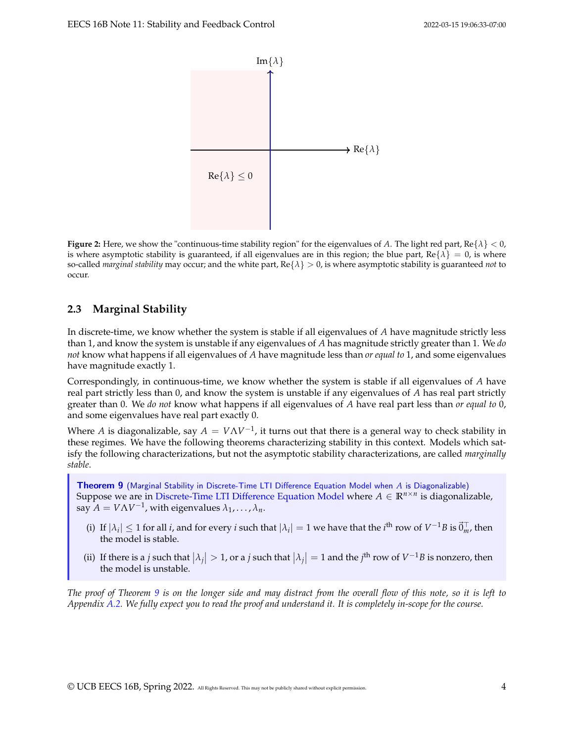Figure 2: Here, we show the "continuous-time stability region" for the eigenvalues of $A$. The light red part, $\text{Re}\{\lambda\} < 0$, is where asymptotic stability is guaranteed, if all eigenvalues are in this region; the blue part, $\text{Re}\{\lambda\} = 0$, is where so-called *marginal stability* may occur; and the white part, $\text{Re}\{\lambda\} > 0$, is where asymptotic stability is guaranteed *not* to occur.

## 2.3 Marginal Stability

In discrete-time, we know whether the system is stable if all eigenvalues of $A$ have magnitude strictly less than 1, and know the system is unstable if any eigenvalues of $A$ has magnitude strictly greater than 1. We *do not* know what happens if all eigenvalues of $A$ have magnitude less than *or equal to* 1, and some eigenvalues have magnitude exactly 1.

Correspondingly, in continuous-time, we know whether the system is stable if all eigenvalues of $A$ have real part strictly less than 0, and know the system is unstable if any eigenvalues of $A$ has real part strictly greater than 0. We *do not* know what happens if all eigenvalues of $A$ have real part less than *or equal to* 0, and some eigenvalues have real part exactly 0.

Where $A$ is diagonalizable, say $A = V\Lambda V^{-1}$, it turns out that there is a general way to check stability in these regimes. We have the following theorems characterizing stability in this context. Models which satisfy the following characterizations, but not the asymptotic stability characterizations, are called *marginally stable*.

**Theorem 9** (Marginal Stability in Discrete-Time LTI Difference Equation Model when $A$ is Diagonalizable)
Suppose we are in Discrete-Time LTI Difference Equation Model where $A \in \mathbb{R}^{n\times n}$ is diagonalizable, say $A = V\Lambda V^{-1}$, with eigenvalues $\lambda_1, \ldots, \lambda_n$.

(i) If $|\lambda_i| \leq 1$ for all $i$, and for every $i$ such that $|\lambda_i| = 1$ we have that the $i^{\text{th}}$ row of $V^{-1}B$ is $\vec{0}_m^\top$, then the model is stable.

(ii) If there is a $j$ such that $|\lambda_j| > 1$, or a $j$ such that $|\lambda_j| = 1$ and the $j^{\text{th}}$ row of $V^{-1}B$ is nonzero, then the model is unstable.

*The proof of Theorem 9 is on the longer side and may distract from the overall flow of this note, so it is left to Appendix A.2. We fully expect you to read the proof and understand it. It is completely in-scope for the course.*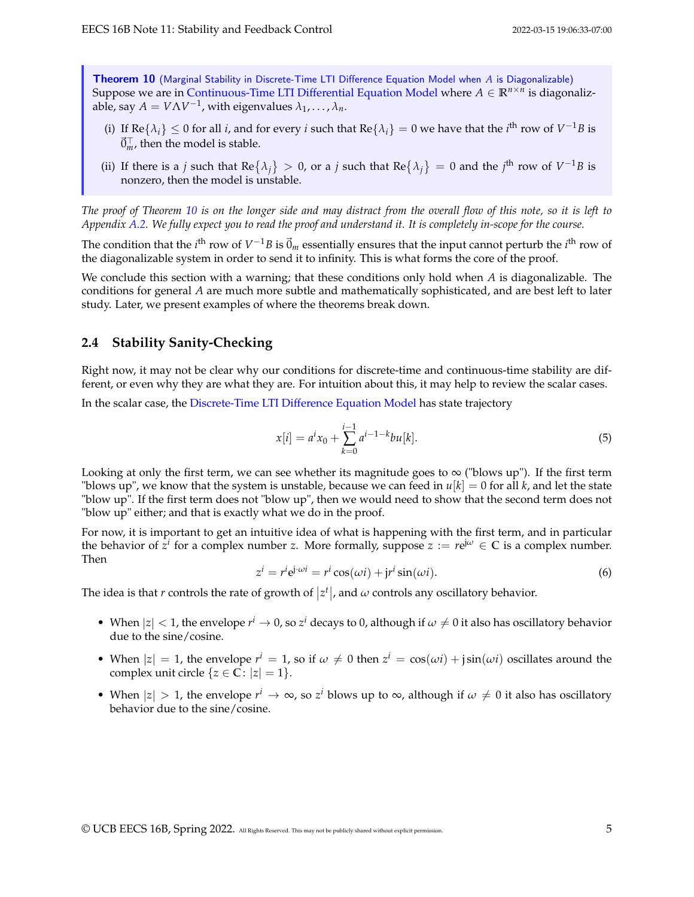**Theorem 10** (Marginal Stability in Discrete-Time LTI Difference Equation Model when $A$ is Diagonalizable)
Suppose we are in Continuous-Time LTI Differential Equation Model where $A \in \mathbb{R}^{n \times n}$ is diagonalizable, say $A = V\Lambda V^{-1}$, with eigenvalues $\lambda_1, \ldots, \lambda_n$.

(i) If $\text{Re}\{\lambda_i\} \leq 0$ for all $i$, and for every $i$ such that $\text{Re}\{\lambda_i\} = 0$ we have that the $i^{\text{th}}$ row of $V^{-1}B$ is $\vec{0}_m^\top$, then the model is stable.

(ii) If there is a $j$ such that $\text{Re}\{\lambda_j\} > 0$, or a $j$ such that $\text{Re}\{\lambda_j\} = 0$ and the $j^{\text{th}}$ row of $V^{-1}B$ is nonzero, then the model is unstable.

*The proof of Theorem 10 is on the longer side and may distract from the overall flow of this note, so it is left to Appendix A.2. We fully expect you to read the proof and understand it. It is completely in-scope for the course.*

The condition that the $i^{\text{th}}$ row of $V^{-1}B$ is $\vec{0}_m$ essentially ensures that the input cannot perturb the $i^{\text{th}}$ row of the diagonalizable system in order to send it to infinity. This is what forms the core of the proof.

We conclude this section with a warning; that these conditions only hold when $A$ is diagonalizable. The conditions for general $A$ are much more subtle and mathematically sophisticated, and are best left to later study. Later, we present examples of where the theorems break down.

## 2.4 Stability Sanity-Checking

Right now, it may not be clear why our conditions for discrete-time and continuous-time stability are different, or even why they are what they are. For intuition about this, it may help to review the scalar cases.

In the scalar case, the Discrete-Time LTI Difference Equation Model has state trajectory

$$x[i] = a^i x_0 + \sum_{k=0}^{i-1} a^{i-1-k} b u[k]. \tag{5}$$

Looking at only the first term, we can see whether its magnitude goes to $\infty$ ("blows up"). If the first term "blows up", we know that the system is unstable, because we can feed in $u[k] = 0$ for all $k$, and let the state "blow up". If the first term does not "blow up", then we would need to show that the second term does not "blow up" either; and that is exactly what we do in the proof.

For now, it is important to get an intuitive idea of what is happening with the first term, and in particular the behavior of $z^i$ for a complex number $z$. More formally, suppose $z := re^{j\omega} \in \mathbb{C}$ is a complex number. Then

$$z^i = r^i e^{j \cdot \omega i} = r^i \cos(\omega i) + j r^i \sin(\omega i). \tag{6}$$

The idea is that $r$ controls the rate of growth of $|z^t|$, and $\omega$ controls any oscillatory behavior.

- When $|z| < 1$, the envelope $r^i \to 0$, so $z^i$ decays to 0, although if $\omega \neq 0$ it also has oscillatory behavior due to the sine/cosine.
- When $|z| = 1$, the envelope $r^i = 1$, so if $\omega \neq 0$ then $z^i = \cos(\omega i) + j\sin(\omega i)$ oscillates around the complex unit circle $\{z \in \mathbb{C} : |z| = 1\}$.
- When $|z| > 1$, the envelope $r^i \to \infty$, so $z^i$ blows up to $\infty$, although if $\omega \neq 0$ it also has oscillatory behavior due to the sine/cosine.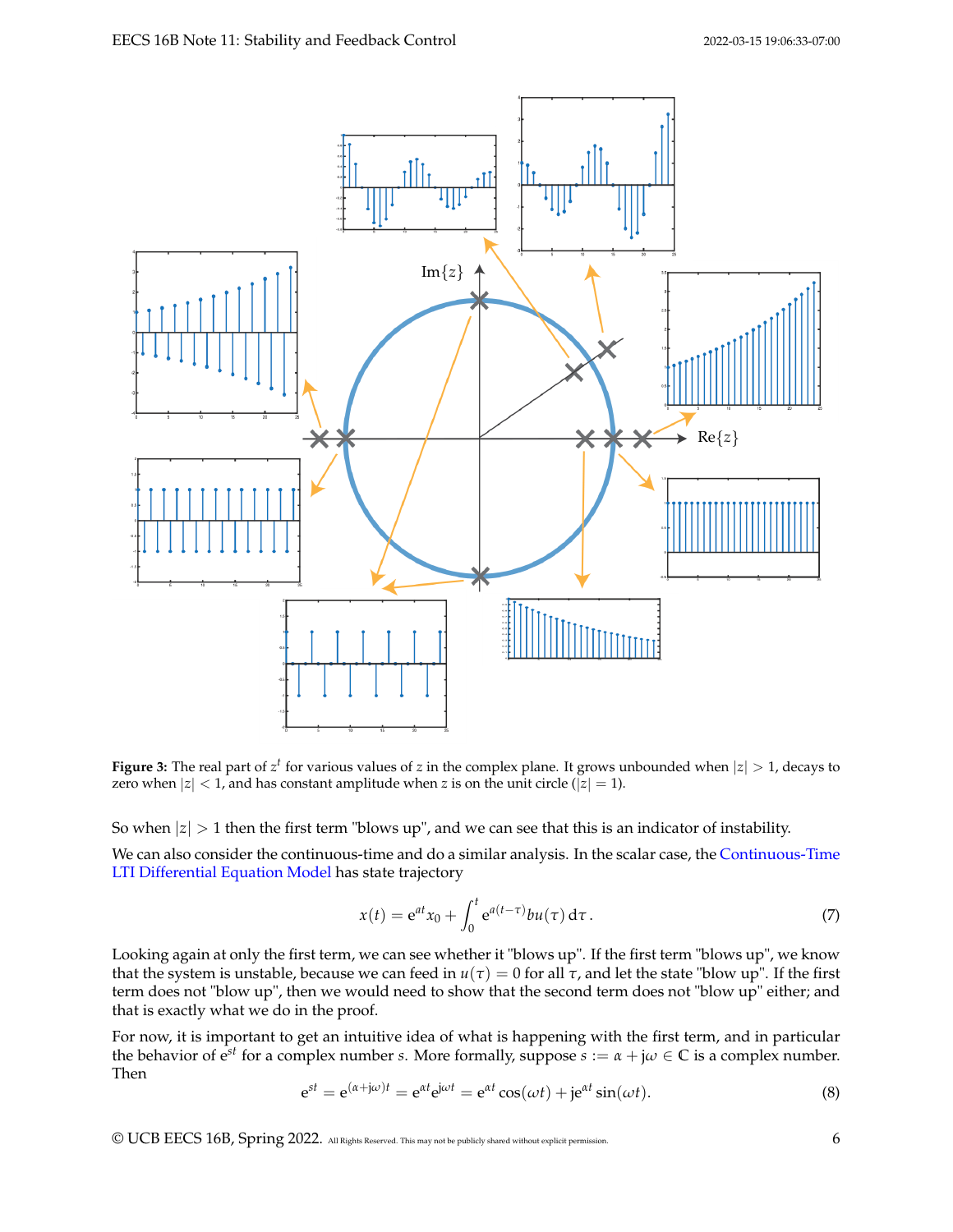**Figure 3:** The real part of $z^t$ for various values of $z$ in the complex plane. It grows unbounded when $|z| > 1$, decays to zero when $|z| < 1$, and has constant amplitude when $z$ is on the unit circle ($|z| = 1$).

So when $|z| > 1$ then the first term "blows up", and we can see that this is an indicator of instability.

We can also consider the continuous-time and do a similar analysis. In the scalar case, the Continuous-Time LTI Differential Equation Model has state trajectory

$$x(t) = e^{at}x_0 + \int_0^t e^{a(t-\tau)}bu(\tau)\,d\tau. \tag{7}$$

Looking again at only the first term, we can see whether it "blows up". If the first term "blows up", we know that the system is unstable, because we can feed in $u(\tau) = 0$ for all $\tau$, and let the state "blow up". If the first term does not "blow up", then we would need to show that the second term does not "blow up" either; and that is exactly what we do in the proof.

For now, it is important to get an intuitive idea of what is happening with the first term, and in particular the behavior of $e^{st}$ for a complex number $s$. More formally, suppose $s := \alpha + j\omega \in \mathbb{C}$ is a complex number. Then

$$e^{st} = e^{(\alpha+j\omega)t} = e^{\alpha t}e^{j\omega t} = e^{\alpha t}\cos(\omega t) + je^{\alpha t}\sin(\omega t). \tag{8}$$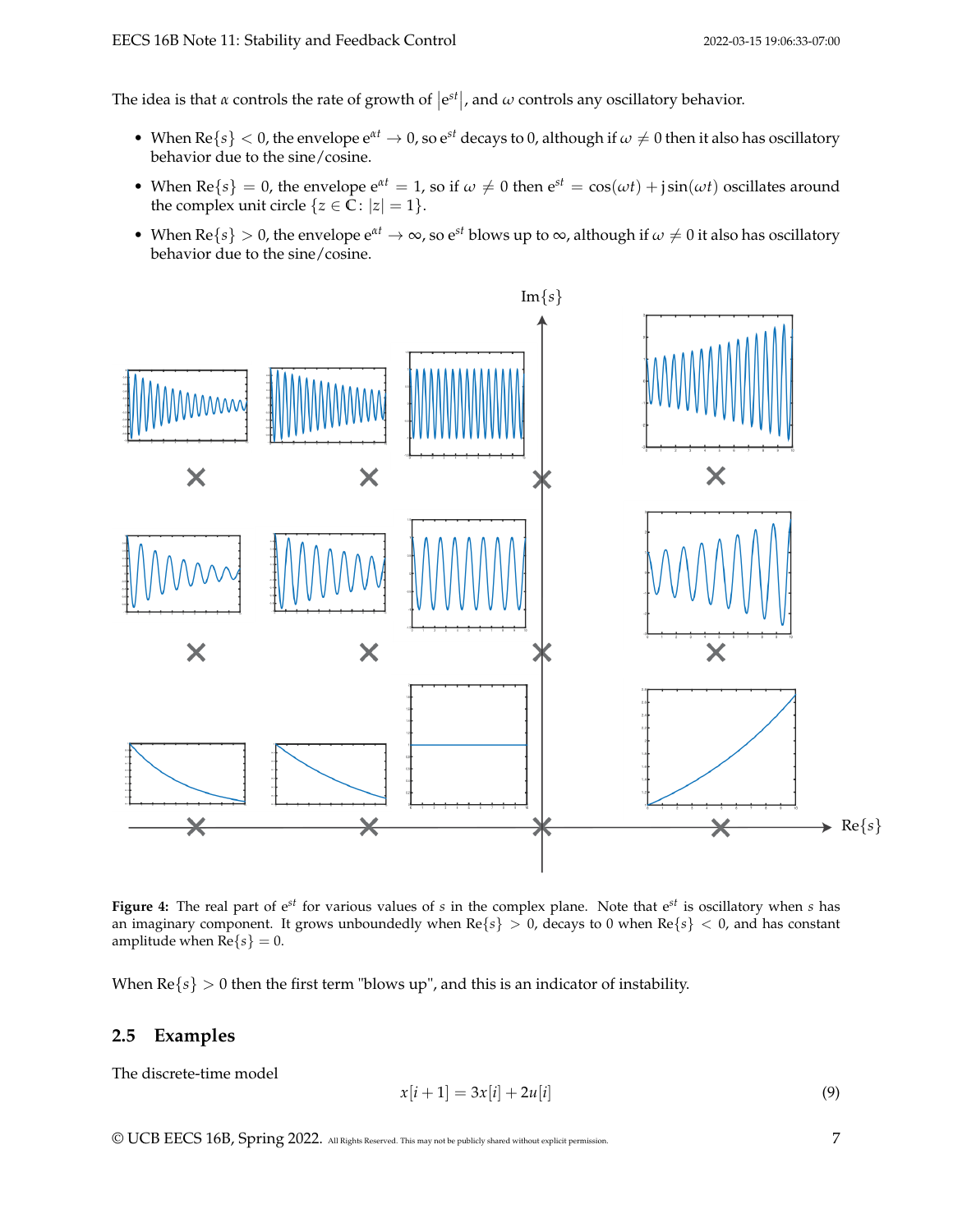The idea is that $\alpha$ controls the rate of growth of $|e^{st}|$, and $\omega$ controls any oscillatory behavior.

- When $\text{Re}\{s\} < 0$, the envelope $e^{\alpha t} \to 0$, so $e^{st}$ decays to 0, although if $\omega \neq 0$ then it also has oscillatory behavior due to the sine/cosine.
- When $\text{Re}\{s\} = 0$, the envelope $e^{\alpha t} = 1$, so if $\omega \neq 0$ then $e^{st} = \cos(\omega t) + j\sin(\omega t)$ oscillates around the complex unit circle $\{z \in \mathbb{C} : |z| = 1\}$.
- When $\text{Re}\{s\} > 0$, the envelope $e^{\alpha t} \to \infty$, so $e^{st}$ blows up to $\infty$, although if $\omega \neq 0$ it also has oscillatory behavior due to the sine/cosine.

**Figure 4:** The real part of $e^{st}$ for various values of $s$ in the complex plane. Note that $e^{st}$ is oscillatory when $s$ has an imaginary component. It grows unboundedly when $\text{Re}\{s\} > 0$, decays to 0 when $\text{Re}\{s\} < 0$, and has constant amplitude when $\text{Re}\{s\} = 0$.

When $\text{Re}\{s\} > 0$ then the first term "blows up", and this is an indicator of instability.

## 2.5 Examples

The discrete-time model

$$x[i+1] = 3x[i] + 2u[i] \tag{9}$$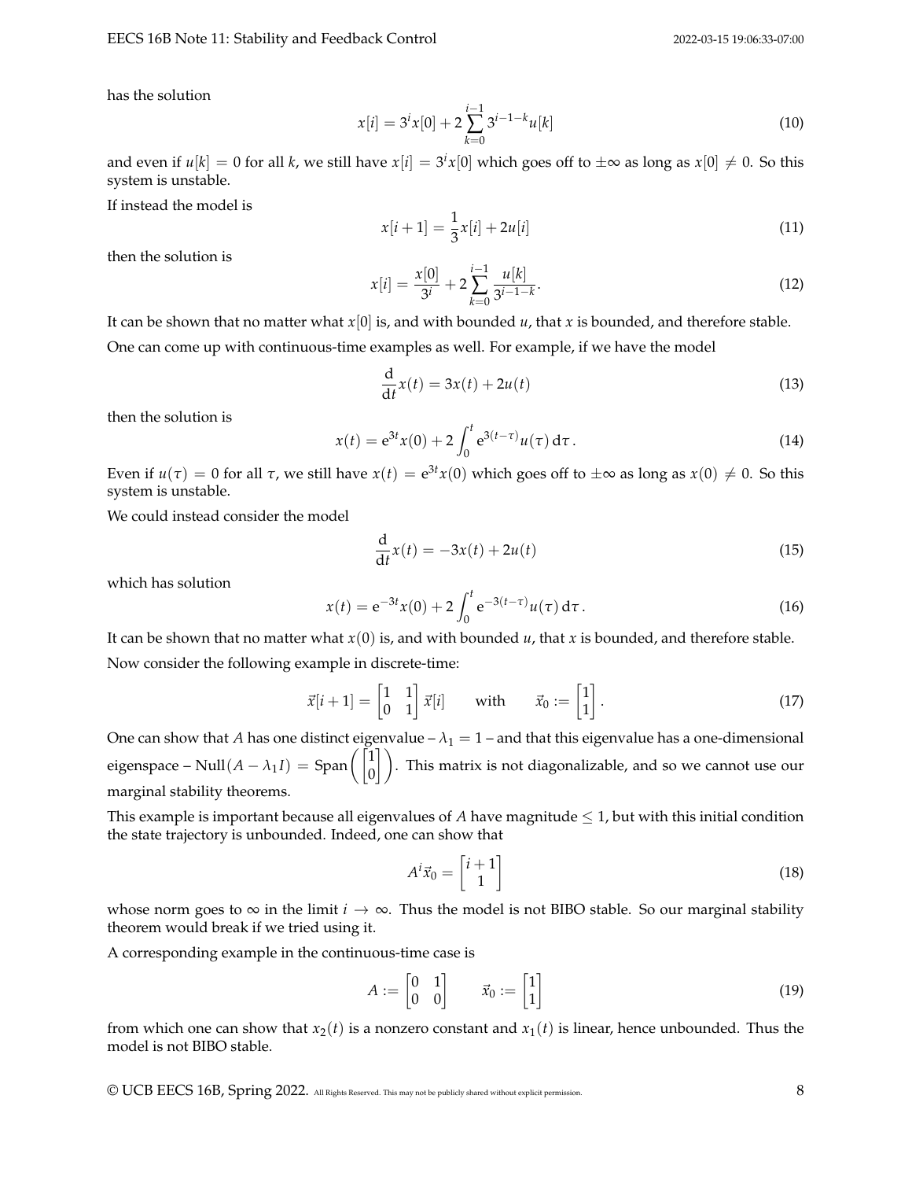has the solution

$$x[i] = 3^i x[0] + 2\sum_{k=0}^{i-1} 3^{i-1-k} u[k] \tag{10}$$

and even if $u[k] = 0$ for all $k$, we still have $x[i] = 3^i x[0]$ which goes off to $\pm\infty$ as long as $x[0] \neq 0$. So this system is unstable.

If instead the model is

$$x[i+1] = \frac{1}{3}x[i] + 2u[i] \tag{11}$$

then the solution is

$$x[i] = \frac{x[0]}{3^i} + 2\sum_{k=0}^{i-1} \frac{u[k]}{3^{i-1-k}}. \tag{12}$$

It can be shown that no matter what $x[0]$ is, and with bounded $u$, that $x$ is bounded, and therefore stable.

One can come up with continuous-time examples as well. For example, if we have the model

$$\frac{\mathrm{d}}{\mathrm{d}t}x(t) = 3x(t) + 2u(t) \tag{13}$$

then the solution is

$$x(t) = \mathrm{e}^{3t}x(0) + 2\int_0^t \mathrm{e}^{3(t-\tau)}u(\tau)\,\mathrm{d}\tau\,. \tag{14}$$

Even if $u(\tau) = 0$ for all $\tau$, we still have $x(t) = \mathrm{e}^{3t}x(0)$ which goes off to $\pm\infty$ as long as $x(0) \neq 0$. So this system is unstable.

We could instead consider the model

$$\frac{\mathrm{d}}{\mathrm{d}t}x(t) = -3x(t) + 2u(t) \tag{15}$$

which has solution

$$x(t) = \mathrm{e}^{-3t}x(0) + 2\int_0^t \mathrm{e}^{-3(t-\tau)}u(\tau)\,\mathrm{d}\tau\,. \tag{16}$$

It can be shown that no matter what $x(0)$ is, and with bounded $u$, that $x$ is bounded, and therefore stable.

Now consider the following example in discrete-time:

$$\vec{x}[i+1] = \begin{bmatrix} 1 & 1 \\ 0 & 1 \end{bmatrix}\vec{x}[i] \qquad \text{with} \qquad \vec{x}_0 := \begin{bmatrix} 1 \\ 1 \end{bmatrix}. \tag{17}$$

One can show that $A$ has one distinct eigenvalue – $\lambda_1 = 1$ – and that this eigenvalue has a one-dimensional eigenspace – $\mathrm{Null}(A - \lambda_1 I) = \mathrm{Span}\left(\begin{bmatrix} 1 \\ 0 \end{bmatrix}\right)$. This matrix is not diagonalizable, and so we cannot use our marginal stability theorems.

This example is important because all eigenvalues of $A$ have magnitude $\leq 1$, but with this initial condition the state trajectory is unbounded. Indeed, one can show that

$$A^i \vec{x}_0 = \begin{bmatrix} i+1 \\ 1 \end{bmatrix} \tag{18}$$

whose norm goes to $\infty$ in the limit $i \to \infty$. Thus the model is not BIBO stable. So our marginal stability theorem would break if we tried using it.

A corresponding example in the continuous-time case is

$$A := \begin{bmatrix} 0 & 1 \\ 0 & 0 \end{bmatrix} \qquad \vec{x}_0 := \begin{bmatrix} 1 \\ 1 \end{bmatrix} \tag{19}$$

from which one can show that $x_2(t)$ is a nonzero constant and $x_1(t)$ is linear, hence unbounded. Thus the model is not BIBO stable.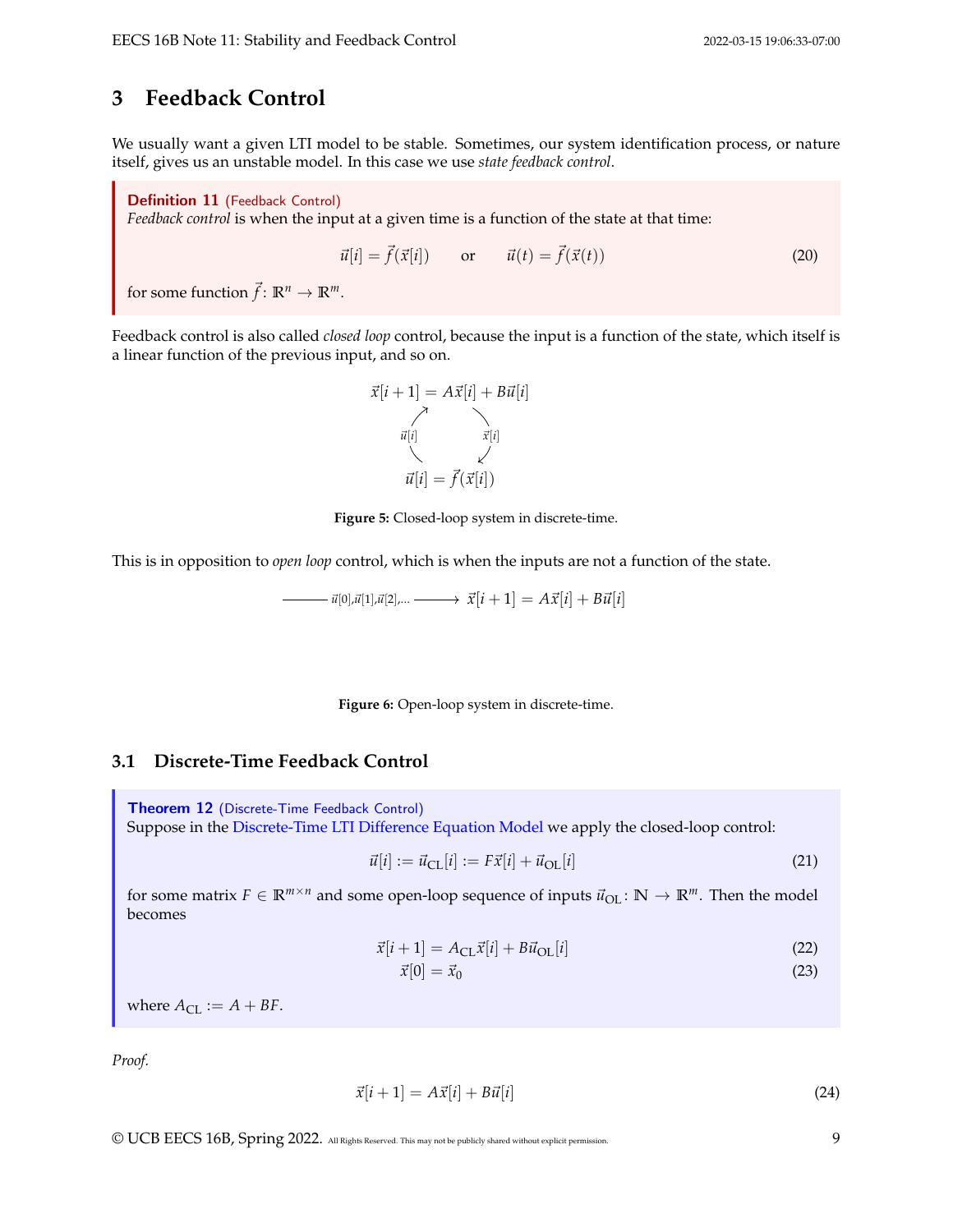## 3 Feedback Control

We usually want a given LTI model to be stable. Sometimes, our system identification process, or nature itself, gives us an unstable model. In this case we use *state feedback control*.

> **Definition 11** (Feedback Control)
> *Feedback control* is when the input at a given time is a function of the state at that time:
>
> $$\vec{u}[i] = \vec{f}(\vec{x}[i]) \qquad \text{or} \qquad \vec{u}(t) = \vec{f}(\vec{x}(t)) \tag{20}$$
>
> for some function $\vec{f}\colon \mathbb{R}^n \to \mathbb{R}^m$.

Feedback control is also called *closed loop* control, because the input is a function of the state, which itself is a linear function of the previous input, and so on.

$$\vec{x}[i+1] = A\vec{x}[i] + B\vec{u}[i]$$

$\vec{u}[i]$ $\quad$ $\vec{x}[i]$

$$\vec{u}[i] = \vec{f}(\vec{x}[i])$$

**Figure 5:** Closed-loop system in discrete-time.

This is in opposition to *open loop* control, which is when the inputs are not a function of the state.

$$\xrightarrow{\vec{u}[0],\vec{u}[1],\vec{u}[2],\ldots} \vec{x}[i+1] = A\vec{x}[i] + B\vec{u}[i]$$

**Figure 6:** Open-loop system in discrete-time.

### 3.1 Discrete-Time Feedback Control

> **Theorem 12** (Discrete-Time Feedback Control)
> Suppose in the Discrete-Time LTI Difference Equation Model we apply the closed-loop control:
>
> $$\vec{u}[i] := \vec{u}_{\text{CL}}[i] := F\vec{x}[i] + \vec{u}_{\text{OL}}[i] \tag{21}$$
>
> for some matrix $F \in \mathbb{R}^{m \times n}$ and some open-loop sequence of inputs $\vec{u}_{\text{OL}}\colon \mathbb{N} \to \mathbb{R}^m$. Then the model becomes
>
> $$\vec{x}[i+1] = A_{\text{CL}}\vec{x}[i] + B\vec{u}_{\text{OL}}[i] \tag{22}$$
>
> $$\vec{x}[0] = \vec{x}_0 \tag{23}$$
>
> where $A_{\text{CL}} := A + BF$.

*Proof.*

$$\vec{x}[i+1] = A\vec{x}[i] + B\vec{u}[i] \tag{24}$$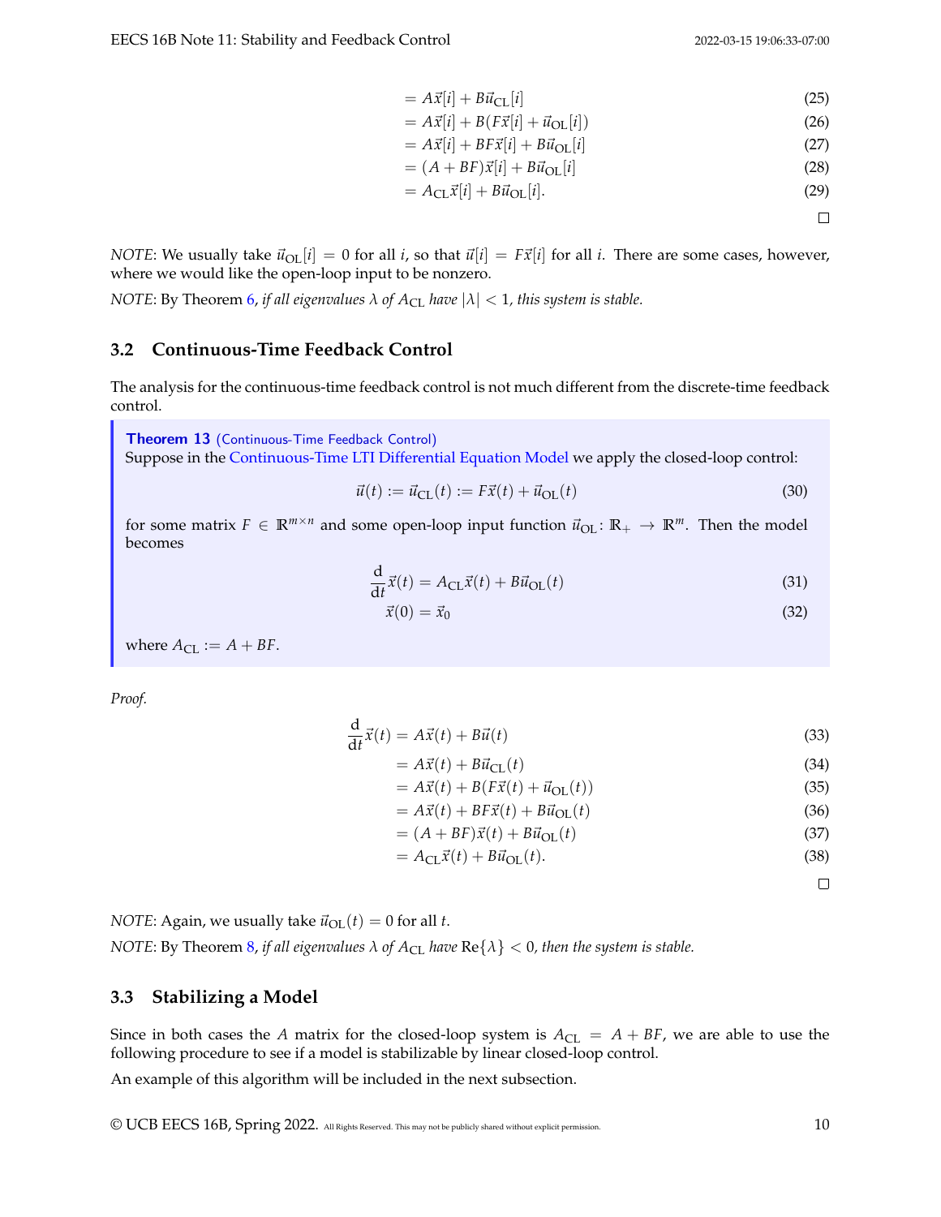$$
\begin{aligned}
&= A\vec{x}[i] + B\vec{u}_{\mathrm{CL}}[i] && (25)\\
&= A\vec{x}[i] + B(F\vec{x}[i] + \vec{u}_{\mathrm{OL}}[i]) && (26)\\
&= A\vec{x}[i] + BF\vec{x}[i] + B\vec{u}_{\mathrm{OL}}[i] && (27)\\
&= (A + BF)\vec{x}[i] + B\vec{u}_{\mathrm{OL}}[i] && (28)\\
&= A_{\mathrm{CL}}\vec{x}[i] + B\vec{u}_{\mathrm{OL}}[i]. && (29)
\end{aligned}
$$

□

*NOTE*: We usually take $\vec{u}_{\mathrm{OL}}[i] = 0$ for all $i$, so that $\vec{u}[i] = F\vec{x}[i]$ for all $i$. There are some cases, however, where we would like the open-loop input to be nonzero.

*NOTE*: By Theorem 6, *if all eigenvalues $\lambda$ of $A_{\mathrm{CL}}$ have $|\lambda| < 1$, this system is stable.*

## 3.2 Continuous-Time Feedback Control

The analysis for the continuous-time feedback control is not much different from the discrete-time feedback control.

> **Theorem 13** (Continuous-Time Feedback Control)
> Suppose in the Continuous-Time LTI Differential Equation Model we apply the closed-loop control:
>
> $$\vec{u}(t) := \vec{u}_{\mathrm{CL}}(t) := F\vec{x}(t) + \vec{u}_{\mathrm{OL}}(t) \tag{30}$$
>
> for some matrix $F \in \mathbb{R}^{m \times n}$ and some open-loop input function $\vec{u}_{\mathrm{OL}} \colon \mathbb{R}_+ \to \mathbb{R}^m$. Then the model becomes
>
> $$\frac{\mathrm{d}}{\mathrm{d}t}\vec{x}(t) = A_{\mathrm{CL}}\vec{x}(t) + B\vec{u}_{\mathrm{OL}}(t) \tag{31}$$
>
> $$\vec{x}(0) = \vec{x}_0 \tag{32}$$
>
> where $A_{\mathrm{CL}} := A + BF$.

*Proof.*

$$
\begin{aligned}
\frac{\mathrm{d}}{\mathrm{d}t}\vec{x}(t) &= A\vec{x}(t) + B\vec{u}(t) && (33)\\
&= A\vec{x}(t) + B\vec{u}_{\mathrm{CL}}(t) && (34)\\
&= A\vec{x}(t) + B(F\vec{x}(t) + \vec{u}_{\mathrm{OL}}(t)) && (35)\\
&= A\vec{x}(t) + BF\vec{x}(t) + B\vec{u}_{\mathrm{OL}}(t) && (36)\\
&= (A + BF)\vec{x}(t) + B\vec{u}_{\mathrm{OL}}(t) && (37)\\
&= A_{\mathrm{CL}}\vec{x}(t) + B\vec{u}_{\mathrm{OL}}(t). && (38)
\end{aligned}
$$

□

*NOTE*: Again, we usually take $\vec{u}_{\mathrm{OL}}(t) = 0$ for all $t$.

*NOTE*: By Theorem 8, *if all eigenvalues $\lambda$ of $A_{\mathrm{CL}}$ have* $\mathrm{Re}\{\lambda\} < 0$*, then the system is stable.*

## 3.3 Stabilizing a Model

Since in both cases the $A$ matrix for the closed-loop system is $A_{\mathrm{CL}} = A + BF$, we are able to use the following procedure to see if a model is stabilizable by linear closed-loop control.

An example of this algorithm will be included in the next subsection.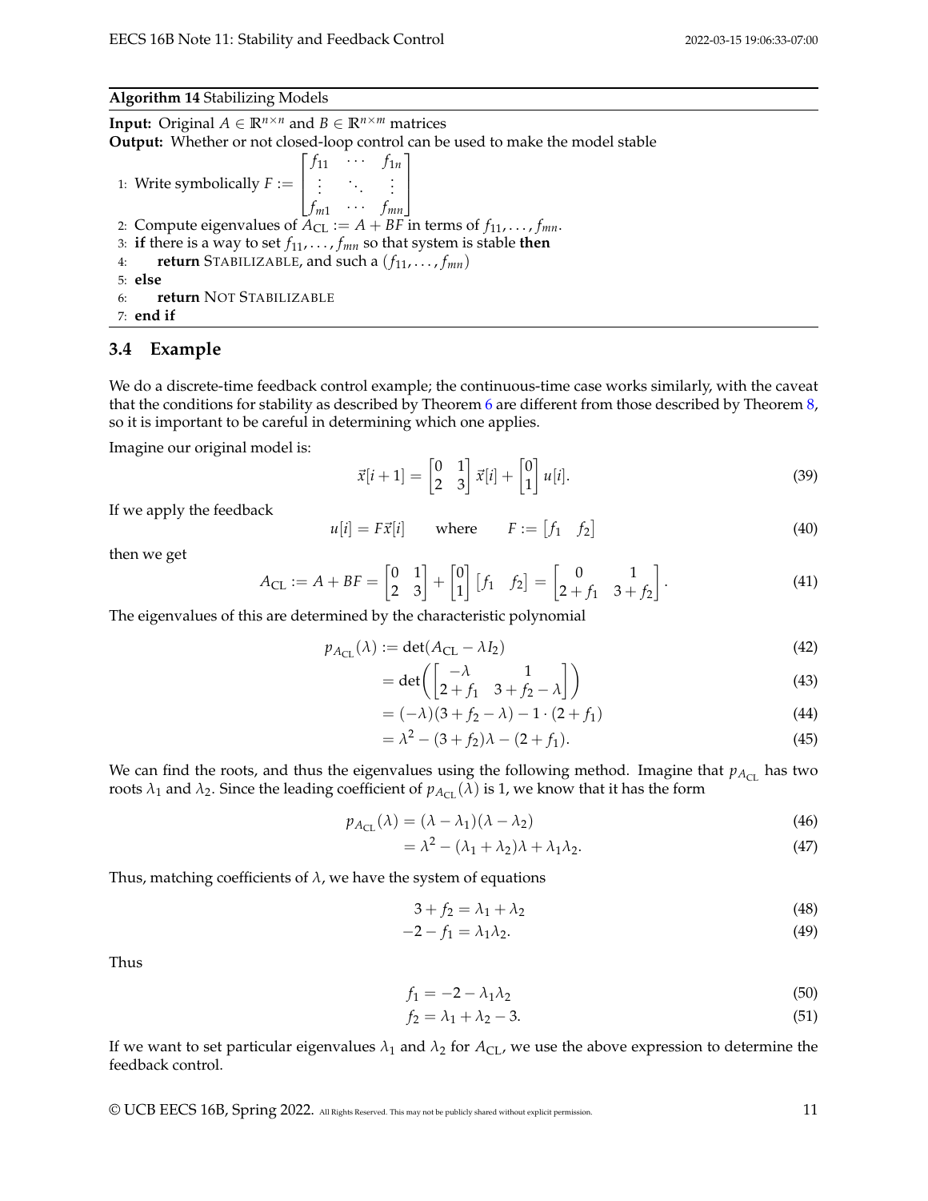**Algorithm 14** Stabilizing Models

**Input:** Original $A \in \mathbb{R}^{n \times n}$ and $B \in \mathbb{R}^{n \times m}$ matrices
**Output:** Whether or not closed-loop control can be used to make the model stable

1: Write symbolically $F := \begin{bmatrix} f_{11} & \cdots & f_{1n} \\ \vdots & \ddots & \vdots \\ f_{m1} & \cdots & f_{mn} \end{bmatrix}$
2: Compute eigenvalues of $A_{\text{CL}} := A + BF$ in terms of $f_{11}, \dots, f_{mn}$.
3: **if** there is a way to set $f_{11}, \dots, f_{mn}$ so that system is stable **then**
4: &nbsp;&nbsp;&nbsp;&nbsp;**return** STABILIZABLE, and such a $(f_{11}, \dots, f_{mn})$
5: **else**
6: &nbsp;&nbsp;&nbsp;&nbsp;**return** NOT STABILIZABLE
7: **end if**

### 3.4 Example

We do a discrete-time feedback control example; the continuous-time case works similarly, with the caveat that the conditions for stability as described by Theorem 6 are different from those described by Theorem 8, so it is important to be careful in determining which one applies.

Imagine our original model is:

$$\vec{x}[i+1] = \begin{bmatrix} 0 & 1 \\ 2 & 3 \end{bmatrix} \vec{x}[i] + \begin{bmatrix} 0 \\ 1 \end{bmatrix} u[i]. \tag{39}$$

If we apply the feedback

$$u[i] = F\vec{x}[i] \qquad \text{where} \qquad F := \begin{bmatrix} f_1 & f_2 \end{bmatrix} \tag{40}$$

then we get

$$A_{\text{CL}} := A + BF = \begin{bmatrix} 0 & 1 \\ 2 & 3 \end{bmatrix} + \begin{bmatrix} 0 \\ 1 \end{bmatrix} \begin{bmatrix} f_1 & f_2 \end{bmatrix} = \begin{bmatrix} 0 & 1 \\ 2 + f_1 & 3 + f_2 \end{bmatrix}. \tag{41}$$

The eigenvalues of this are determined by the characteristic polynomial

$$p_{A_{\text{CL}}}(\lambda) := \det(A_{\text{CL}} - \lambda I_2) \tag{42}$$

$$= \det\left( \begin{bmatrix} -\lambda & 1 \\ 2 + f_1 & 3 + f_2 - \lambda \end{bmatrix} \right) \tag{43}$$

$$= (-\lambda)(3 + f_2 - \lambda) - 1 \cdot (2 + f_1) \tag{44}$$

$$= \lambda^2 - (3 + f_2)\lambda - (2 + f_1). \tag{45}$$

We can find the roots, and thus the eigenvalues using the following method. Imagine that $p_{A_{\text{CL}}}$ has two roots $\lambda_1$ and $\lambda_2$. Since the leading coefficient of $p_{A_{\text{CL}}}(\lambda)$ is 1, we know that it has the form

$$p_{A_{\text{CL}}}(\lambda) = (\lambda - \lambda_1)(\lambda - \lambda_2) \tag{46}$$

$$= \lambda^2 - (\lambda_1 + \lambda_2)\lambda + \lambda_1\lambda_2. \tag{47}$$

Thus, matching coefficients of $\lambda$, we have the system of equations

$$3 + f_2 = \lambda_1 + \lambda_2 \tag{48}$$

$$-2 - f_1 = \lambda_1\lambda_2. \tag{49}$$

Thus

$$f_1 = -2 - \lambda_1\lambda_2 \tag{50}$$

$$f_2 = \lambda_1 + \lambda_2 - 3. \tag{51}$$

If we want to set particular eigenvalues $\lambda_1$ and $\lambda_2$ for $A_{\text{CL}}$, we use the above expression to determine the feedback control.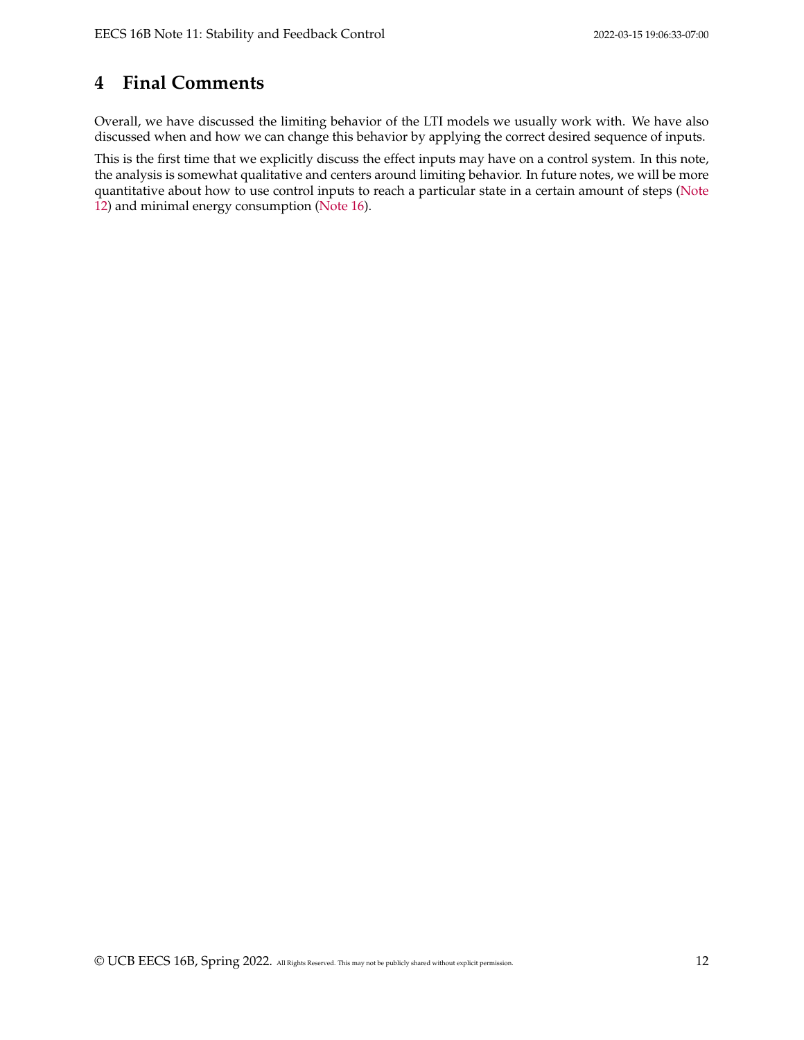# 4 Final Comments

Overall, we have discussed the limiting behavior of the LTI models we usually work with. We have also discussed when and how we can change this behavior by applying the correct desired sequence of inputs.

This is the first time that we explicitly discuss the effect inputs may have on a control system. In this note, the analysis is somewhat qualitative and centers around limiting behavior. In future notes, we will be more quantitative about how to use control inputs to reach a particular state in a certain amount of steps (Note 12) and minimal energy consumption (Note 16).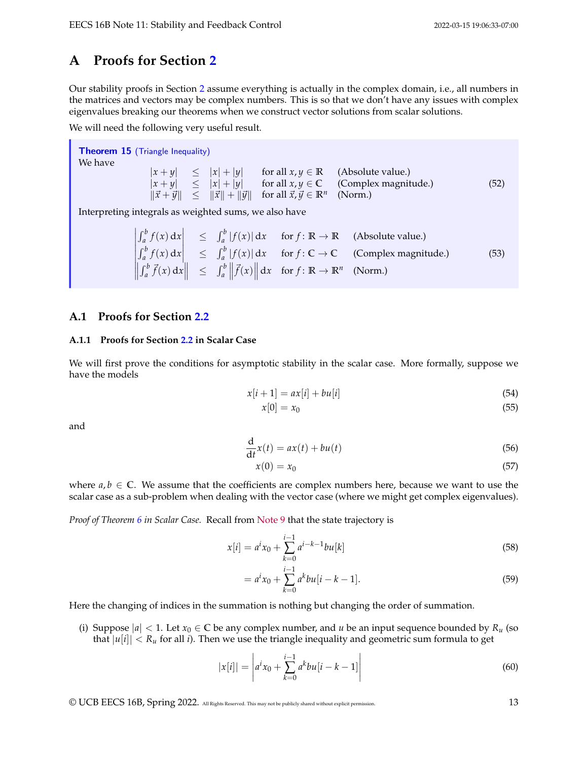# A Proofs for Section 2

Our stability proofs in Section 2 assume everything is actually in the complex domain, i.e., all numbers in the matrices and vectors may be complex numbers. This is so that we don't have any issues with complex eigenvalues breaking our theorems when we construct vector solutions from scalar solutions.

We will need the following very useful result.

> **Theorem 15** (Triangle Inequality)
> We have
>
> $$\begin{aligned} |x+y| &\leq |x|+|y| && \text{for all } x, y \in \mathbb{R} && \text{(Absolute value.)} \\ |x+y| &\leq |x|+|y| && \text{for all } x, y \in \mathbb{C} && \text{(Complex magnitude.)} \\ \|\vec{x}+\vec{y}\| &\leq \|\vec{x}\|+\|\vec{y}\| && \text{for all } \vec{x}, \vec{y} \in \mathbb{R}^n && \text{(Norm.)} \end{aligned} \tag{52}$$
>
> Interpreting integrals as weighted sums, we also have
>
> $$\begin{aligned} \left|\int_a^b f(x)\,\mathrm{d}x\right| &\leq \int_a^b |f(x)|\,\mathrm{d}x && \text{for } f\colon \mathbb{R} \to \mathbb{R} && \text{(Absolute value.)} \\ \left|\int_a^b f(x)\,\mathrm{d}x\right| &\leq \int_a^b |f(x)|\,\mathrm{d}x && \text{for } f\colon \mathbb{C} \to \mathbb{C} && \text{(Complex magnitude.)} \\ \left\|\int_a^b \vec{f}(x)\,\mathrm{d}x\right\| &\leq \int_a^b \left\|\vec{f}(x)\right\|\mathrm{d}x && \text{for } f\colon \mathbb{R} \to \mathbb{R}^n && \text{(Norm.)} \end{aligned} \tag{53}$$

## A.1 Proofs for Section 2.2

### A.1.1 Proofs for Section 2.2 in Scalar Case

We will first prove the conditions for asymptotic stability in the scalar case. More formally, suppose we have the models

$$x[i+1] = ax[i] + bu[i] \tag{54}$$

$$x[0] = x_0 \tag{55}$$

and

$$\frac{\mathrm{d}}{\mathrm{d}t}x(t) = ax(t) + bu(t) \tag{56}$$

$$x(0) = x_0 \tag{57}$$

where $a, b \in \mathbb{C}$. We assume that the coefficients are complex numbers here, because we want to use the scalar case as a sub-problem when dealing with the vector case (where we might get complex eigenvalues).

*Proof of Theorem 6 in Scalar Case.* Recall from Note 9 that the state trajectory is

$$x[i] = a^i x_0 + \sum_{k=0}^{i-1} a^{i-k-1} bu[k] \tag{58}$$

$$= a^i x_0 + \sum_{k=0}^{i-1} a^k bu[i-k-1]. \tag{59}$$

Here the changing of indices in the summation is nothing but changing the order of summation.

(i) Suppose $|a| < 1$. Let $x_0 \in \mathbb{C}$ be any complex number, and $u$ be an input sequence bounded by $R_u$ (so that $|u[i]| < R_u$ for all $i$). Then we use the triangle inequality and geometric sum formula to get

$$|x[i]| = \left| a^i x_0 + \sum_{k=0}^{i-1} a^k bu[i-k-1] \right| \tag{60}$$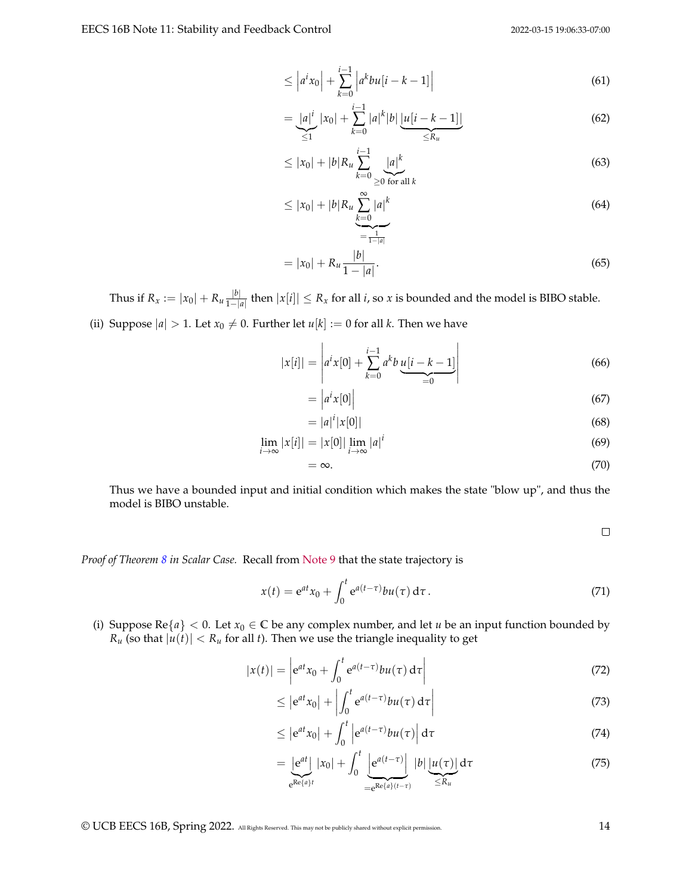$$\leq \left|a^i x_0\right| + \sum_{k=0}^{i-1} \left|a^k b u[i-k-1]\right| \tag{61}$$

$$= \underbrace{|a|^i}_{\leq 1} |x_0| + \sum_{k=0}^{i-1} |a|^k |b| \underbrace{|u[i-k-1]|}_{\leq R_u} \tag{62}$$

$$\leq |x_0| + |b| R_u \sum_{k=0}^{i-1} \underbrace{|a|^k}_{\geq 0 \text{ for all } k} \tag{63}$$

$$\leq |x_0| + |b| R_u \underbrace{\sum_{k=0}^{\infty} |a|^k}_{=\frac{1}{1-|a|}} \tag{64}$$

$$= |x_0| + R_u \frac{|b|}{1-|a|}. \tag{65}$$

Thus if $R_x := |x_0| + R_u \frac{|b|}{1-|a|}$ then $|x[i]| \leq R_x$ for all $i$, so $x$ is bounded and the model is BIBO stable.

(ii) Suppose $|a| > 1$. Let $x_0 \neq 0$. Further let $u[k] := 0$ for all $k$. Then we have

$$|x[i]| = \left|a^i x[0] + \sum_{k=0}^{i-1} a^k b \underbrace{u[i-k-1]}_{=0}\right| \tag{66}$$

$$= \left|a^i x[0]\right| \tag{67}$$

$$= |a|^i |x[0]| \tag{68}$$

$$\lim_{i\to\infty} |x[i]| = |x[0]| \lim_{i\to\infty} |a|^i \tag{69}$$

$$= \infty. \tag{70}$$

Thus we have a bounded input and initial condition which makes the state "blow up", and thus the model is BIBO unstable.

□

*Proof of Theorem 8 in Scalar Case.* Recall from Note 9 that the state trajectory is

$$x(t) = e^{at} x_0 + \int_0^t e^{a(t-\tau)} b u(\tau) \, d\tau. \tag{71}$$

(i) Suppose $\text{Re}\{a\} < 0$. Let $x_0 \in \mathbb{C}$ be any complex number, and let $u$ be an input function bounded by $R_u$ (so that $|u(t)| < R_u$ for all $t$). Then we use the triangle inequality to get

$$|x(t)| = \left|e^{at} x_0 + \int_0^t e^{a(t-\tau)} b u(\tau) \, d\tau\right| \tag{72}$$

$$\leq \left|e^{at} x_0\right| + \left|\int_0^t e^{a(t-\tau)} b u(\tau) \, d\tau\right| \tag{73}$$

$$\leq \left|e^{at} x_0\right| + \int_0^t \left|e^{a(t-\tau)} b u(\tau)\right| d\tau \tag{74}$$

$$= \underbrace{\left|e^{at}\right|}_{e^{\text{Re}\{a\}t}} |x_0| + \int_0^t \underbrace{\left|e^{a(t-\tau)}\right|}_{=e^{\text{Re}\{a\}(t-\tau)}} |b| \underbrace{|u(\tau)|}_{\leq R_u} d\tau \tag{75}$$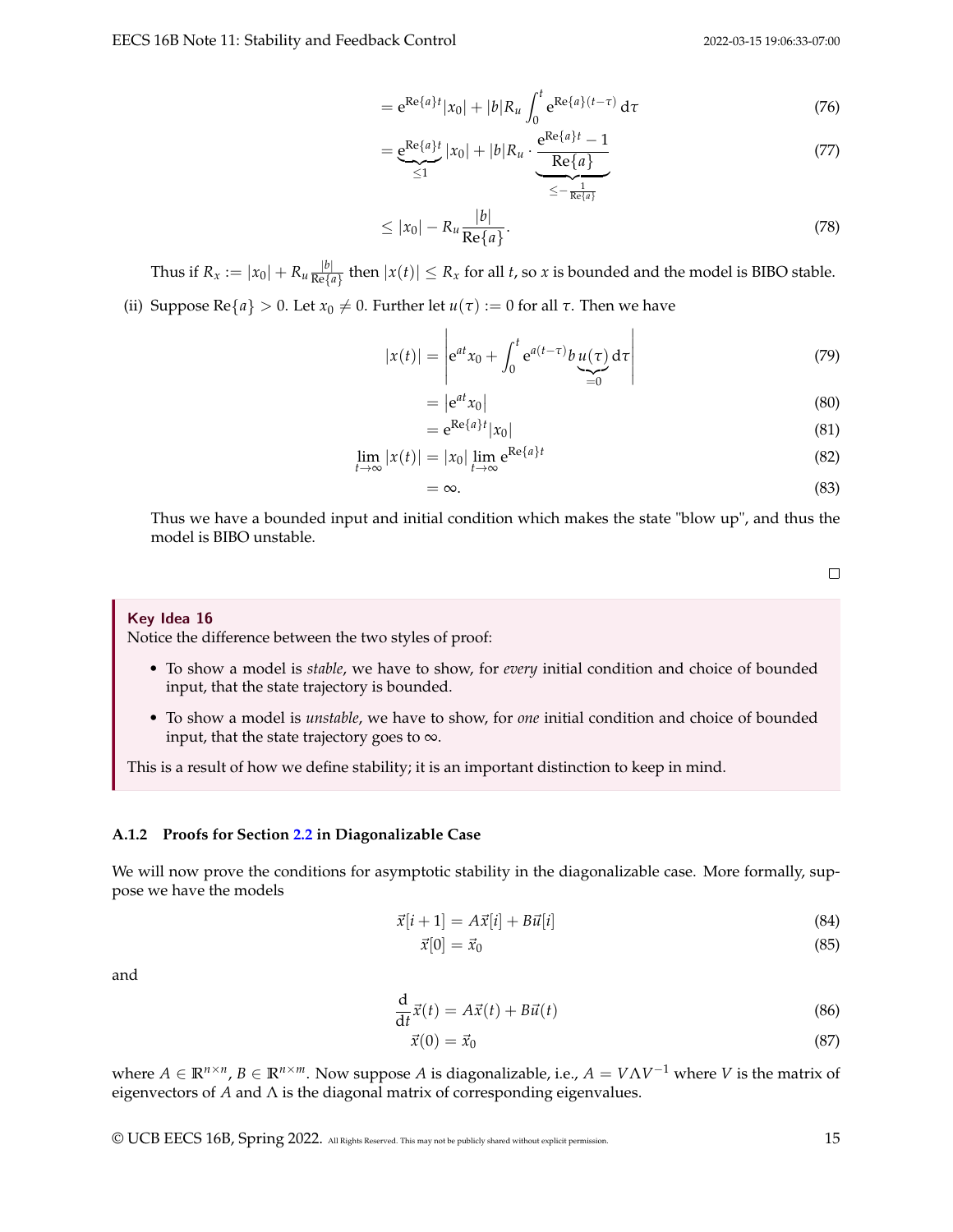$$= e^{\text{Re}\{a\}t}|x_0| + |b|R_u \int_0^t e^{\text{Re}\{a\}(t-\tau)}\, d\tau \tag{76}$$

$$= \underbrace{e^{\text{Re}\{a\}t}}_{\leq 1}|x_0| + |b|R_u \cdot \underbrace{\frac{e^{\text{Re}\{a\}t} - 1}{\text{Re}\{a\}}}_{\leq -\frac{1}{\text{Re}\{a\}}} \tag{77}$$

$$\leq |x_0| - R_u \frac{|b|}{\text{Re}\{a\}}. \tag{78}$$

Thus if $R_x := |x_0| + R_u \frac{|b|}{\text{Re}\{a\}}$ then $|x(t)| \leq R_x$ for all $t$, so $x$ is bounded and the model is BIBO stable.

(ii) Suppose $\text{Re}\{a\} > 0$. Let $x_0 \neq 0$. Further let $u(\tau) := 0$ for all $\tau$. Then we have

$$|x(t)| = \left| e^{at}x_0 + \int_0^t e^{a(t-\tau)} b \underbrace{u(\tau)}_{=0}\, d\tau \right| \tag{79}$$

$$= \left| e^{at}x_0 \right| \tag{80}$$

$$= e^{\text{Re}\{a\}t}|x_0| \tag{81}$$

$$\lim_{t\to\infty} |x(t)| = |x_0| \lim_{t\to\infty} e^{\text{Re}\{a\}t} \tag{82}$$

$$= \infty. \tag{83}$$

Thus we have a bounded input and initial condition which makes the state "blow up", and thus the model is BIBO unstable.

□

**Key Idea 16**

Notice the difference between the two styles of proof:

- To show a model is *stable*, we have to show, for *every* initial condition and choice of bounded input, that the state trajectory is bounded.
- To show a model is *unstable*, we have to show, for *one* initial condition and choice of bounded input, that the state trajectory goes to $\infty$.

This is a result of how we define stability; it is an important distinction to keep in mind.

### A.1.2 Proofs for Section 2.2 in Diagonalizable Case

We will now prove the conditions for asymptotic stability in the diagonalizable case. More formally, suppose we have the models

$$\vec{x}[i+1] = A\vec{x}[i] + B\vec{u}[i] \tag{84}$$

$$\vec{x}[0] = \vec{x}_0 \tag{85}$$

and

$$\frac{d}{dt}\vec{x}(t) = A\vec{x}(t) + B\vec{u}(t) \tag{86}$$

$$\vec{x}(0) = \vec{x}_0 \tag{87}$$

where $A \in \mathbb{R}^{n\times n}$, $B \in \mathbb{R}^{n\times m}$. Now suppose $A$ is diagonalizable, i.e., $A = V\Lambda V^{-1}$ where $V$ is the matrix of eigenvectors of $A$ and $\Lambda$ is the diagonal matrix of corresponding eigenvalues.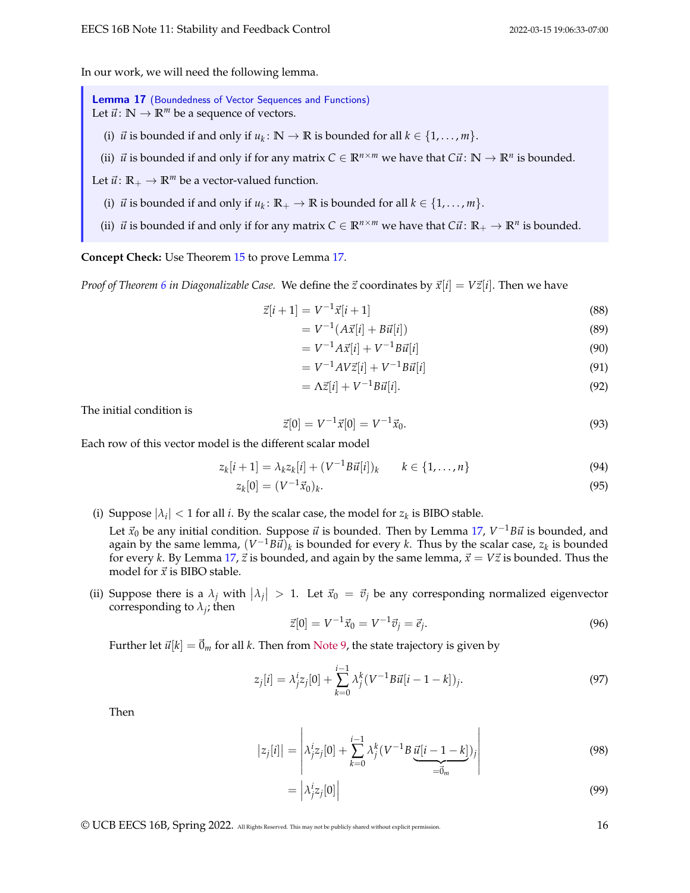In our work, we will need the following lemma.

**Lemma 17** (Boundedness of Vector Sequences and Functions)
Let $\vec{u}\colon \mathbb{N} \to \mathbb{R}^m$ be a sequence of vectors.

(i) $\vec{u}$ is bounded if and only if $u_k\colon \mathbb{N} \to \mathbb{R}$ is bounded for all $k \in \{1, \ldots, m\}$.

(ii) $\vec{u}$ is bounded if and only if for any matrix $C \in \mathbb{R}^{n \times m}$ we have that $C\vec{u}\colon \mathbb{N} \to \mathbb{R}^n$ is bounded.

Let $\vec{u}\colon \mathbb{R}_+ \to \mathbb{R}^m$ be a vector-valued function.

(i) $\vec{u}$ is bounded if and only if $u_k\colon \mathbb{R}_+ \to \mathbb{R}$ is bounded for all $k \in \{1, \ldots, m\}$.

(ii) $\vec{u}$ is bounded if and only if for any matrix $C \in \mathbb{R}^{n \times m}$ we have that $C\vec{u}\colon \mathbb{R}_+ \to \mathbb{R}^n$ is bounded.

**Concept Check:** Use Theorem 15 to prove Lemma 17.

*Proof of Theorem 6 in Diagonalizable Case.* We define the $\vec{z}$ coordinates by $\vec{x}[i] = V\vec{z}[i]$. Then we have

$$
\begin{aligned}
\vec{z}[i+1] &= V^{-1}\vec{x}[i+1] && (88)\\
&= V^{-1}(A\vec{x}[i] + B\vec{u}[i]) && (89)\\
&= V^{-1}A\vec{x}[i] + V^{-1}B\vec{u}[i] && (90)\\
&= V^{-1}AV\vec{z}[i] + V^{-1}B\vec{u}[i] && (91)\\
&= \Lambda\vec{z}[i] + V^{-1}B\vec{u}[i]. && (92)
\end{aligned}
$$

The initial condition is

$$
\vec{z}[0] = V^{-1}\vec{x}[0] = V^{-1}\vec{x}_0. \tag{93}
$$

Each row of this vector model is the different scalar model

$$
\begin{aligned}
z_k[i+1] &= \lambda_k z_k[i] + (V^{-1}B\vec{u}[i])_k \qquad k \in \{1, \ldots, n\} && (94)\\
z_k[0] &= (V^{-1}\vec{x}_0)_k. && (95)
\end{aligned}
$$

(i) Suppose $|\lambda_i| < 1$ for all $i$. By the scalar case, the model for $z_k$ is BIBO stable.

Let $\vec{x}_0$ be any initial condition. Suppose $\vec{u}$ is bounded. Then by Lemma 17, $V^{-1}B\vec{u}$ is bounded, and again by the same lemma, $(V^{-1}B\vec{u})_k$ is bounded for every $k$. Thus by the scalar case, $z_k$ is bounded for every $k$. By Lemma 17, $\vec{z}$ is bounded, and again by the same lemma, $\vec{x} = V\vec{z}$ is bounded. Thus the model for $\vec{x}$ is BIBO stable.

(ii) Suppose there is a $\lambda_j$ with $|\lambda_j| > 1$. Let $\vec{x}_0 = \vec{v}_j$ be any corresponding normalized eigenvector corresponding to $\lambda_j$; then

$$
\vec{z}[0] = V^{-1}\vec{x}_0 = V^{-1}\vec{v}_j = \vec{e}_j. \tag{96}
$$

Further let $\vec{u}[k] = \vec{0}_m$ for all $k$. Then from Note 9, the state trajectory is given by

$$
z_j[i] = \lambda_j^i z_j[0] + \sum_{k=0}^{i-1} \lambda_j^k (V^{-1}B\vec{u}[i-1-k])_j. \tag{97}
$$

Then

$$
\begin{aligned}
|z_j[i]| &= \left| \lambda_j^i z_j[0] + \sum_{k=0}^{i-1} \lambda_j^k (V^{-1}B\underbrace{\vec{u}[i-1-k]}_{=\vec{0}_m})_j \right| && (98)\\
&= \left| \lambda_j^i z_j[0] \right| && (99)
\end{aligned}
$$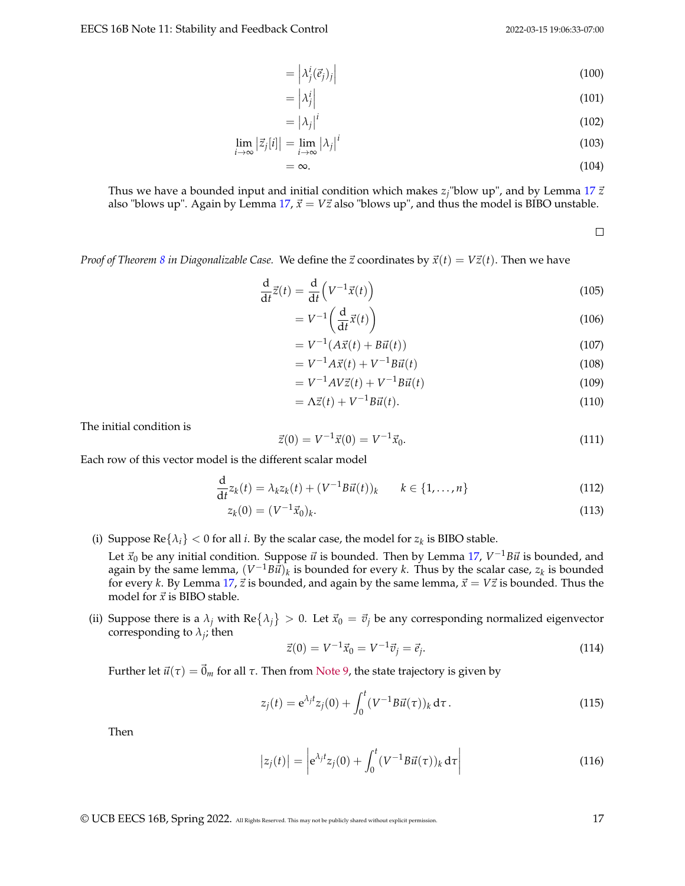$$
\begin{aligned}
&= \left|\lambda_j^i (\vec{e}_j)_j\right| && (100)\\
&= \left|\lambda_j^i\right| && (101)\\
&= \left|\lambda_j\right|^i && (102)\\
\lim_{i\to\infty} \left|\vec{z}_j[i]\right| &= \lim_{i\to\infty} \left|\lambda_j\right|^i && (103)\\
&= \infty. && (104)
\end{aligned}
$$

Thus we have a bounded input and initial condition which makes $z_j$"blow up", and by Lemma 17 $\vec{z}$ also "blows up". Again by Lemma 17, $\vec{x} = V\vec{z}$ also "blows up", and thus the model is BIBO unstable.

□

*Proof of Theorem 8 in Diagonalizable Case.* We define the $\vec{z}$ coordinates by $\vec{x}(t) = V\vec{z}(t)$. Then we have

$$
\begin{aligned}
\frac{\mathrm{d}}{\mathrm{d}t}\vec{z}(t) &= \frac{\mathrm{d}}{\mathrm{d}t}\left(V^{-1}\vec{x}(t)\right) && (105)\\
&= V^{-1}\left(\frac{\mathrm{d}}{\mathrm{d}t}\vec{x}(t)\right) && (106)\\
&= V^{-1}(A\vec{x}(t) + B\vec{u}(t)) && (107)\\
&= V^{-1}A\vec{x}(t) + V^{-1}B\vec{u}(t) && (108)\\
&= V^{-1}AV\vec{z}(t) + V^{-1}B\vec{u}(t) && (109)\\
&= \Lambda\vec{z}(t) + V^{-1}B\vec{u}(t). && (110)
\end{aligned}
$$

The initial condition is

$$
\vec{z}(0) = V^{-1}\vec{x}(0) = V^{-1}\vec{x}_0. \tag{111}
$$

Each row of this vector model is the different scalar model

$$
\begin{aligned}
\frac{\mathrm{d}}{\mathrm{d}t}z_k(t) &= \lambda_k z_k(t) + (V^{-1}B\vec{u}(t))_k \qquad k \in \{1,\ldots,n\} && (112)\\
z_k(0) &= (V^{-1}\vec{x}_0)_k. && (113)
\end{aligned}
$$

(i) Suppose $\mathrm{Re}\{\lambda_i\} < 0$ for all $i$. By the scalar case, the model for $z_k$ is BIBO stable.

Let $\vec{x}_0$ be any initial condition. Suppose $\vec{u}$ is bounded. Then by Lemma 17, $V^{-1}B\vec{u}$ is bounded, and again by the same lemma, $(V^{-1}B\vec{u})_k$ is bounded for every $k$. Thus by the scalar case, $z_k$ is bounded for every $k$. By Lemma 17, $\vec{z}$ is bounded, and again by the same lemma, $\vec{x} = V\vec{z}$ is bounded. Thus the model for $\vec{x}$ is BIBO stable.

(ii) Suppose there is a $\lambda_j$ with $\mathrm{Re}\{\lambda_j\} > 0$. Let $\vec{x}_0 = \vec{v}_j$ be any corresponding normalized eigenvector corresponding to $\lambda_j$; then

$$
\vec{z}(0) = V^{-1}\vec{x}_0 = V^{-1}\vec{v}_j = \vec{e}_j. \tag{114}
$$

Further let $\vec{u}(\tau) = \vec{0}_m$ for all $\tau$. Then from Note 9, the state trajectory is given by

$$
z_j(t) = \mathrm{e}^{\lambda_j t} z_j(0) + \int_0^t (V^{-1}B\vec{u}(\tau))_k \,\mathrm{d}\tau. \tag{115}
$$

Then

$$
\left|z_j(t)\right| = \left|\mathrm{e}^{\lambda_j t} z_j(0) + \int_0^t (V^{-1}B\vec{u}(\tau))_k \,\mathrm{d}\tau\right| \tag{116}
$$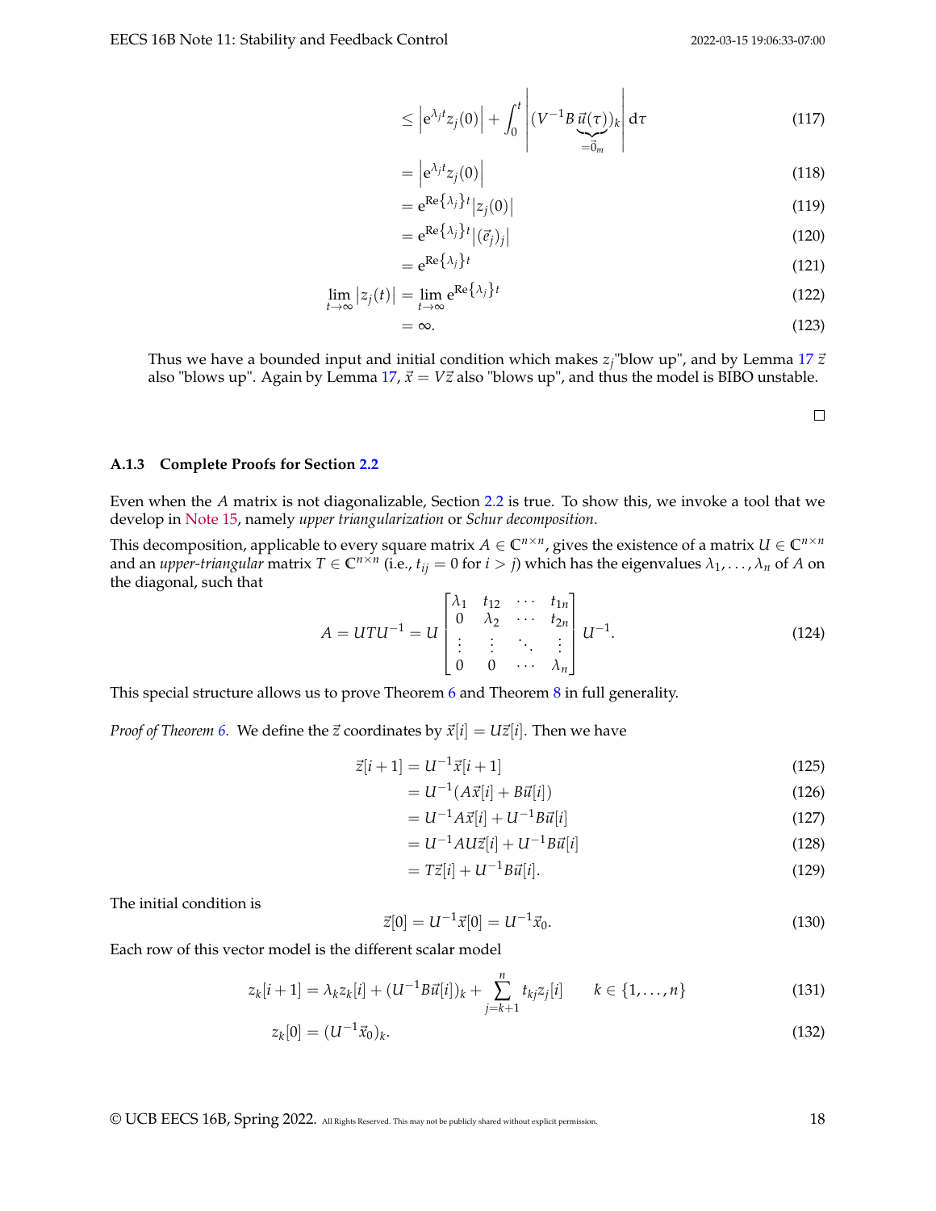$$
\leq \left| e^{\lambda_j t} z_j(0) \right| + \int_0^t \left| (V^{-1} B \underbrace{\vec{u}(\tau)}_{=\vec{0}_m})_k \right| d\tau \tag{117}
$$

$$
= \left| e^{\lambda_j t} z_j(0) \right| \tag{118}
$$

$$
= e^{\text{Re}\{\lambda_j\} t} \left| z_j(0) \right| \tag{119}
$$

$$
= e^{\text{Re}\{\lambda_j\} t} \left| (\vec{e}_j)_j \right| \tag{120}
$$

$$
= e^{\text{Re}\{\lambda_j\} t} \tag{121}
$$

$$
\lim_{t \to \infty} \left| z_j(t) \right| = \lim_{t \to \infty} e^{\text{Re}\{\lambda_j\} t} \tag{122}
$$

$$
= \infty. \tag{123}
$$

Thus we have a bounded input and initial condition which makes $z_j$"blow up", and by Lemma 17 $\vec{z}$ also "blows up". Again by Lemma 17, $\vec{x} = V\vec{z}$ also "blows up", and thus the model is BIBO unstable.

□

### A.1.3 Complete Proofs for Section 2.2

Even when the $A$ matrix is not diagonalizable, Section 2.2 is true. To show this, we invoke a tool that we develop in Note 15, namely *upper triangularization* or *Schur decomposition*.

This decomposition, applicable to every square matrix $A \in \mathbb{C}^{n \times n}$, gives the existence of a matrix $U \in \mathbb{C}^{n \times n}$ and an *upper-triangular* matrix $T \in \mathbb{C}^{n \times n}$ (i.e., $t_{ij} = 0$ for $i > j$) which has the eigenvalues $\lambda_1, \ldots, \lambda_n$ of $A$ on the diagonal, such that

$$
A = UTU^{-1} = U \begin{bmatrix} \lambda_1 & t_{12} & \cdots & t_{1n} \\ 0 & \lambda_2 & \cdots & t_{2n} \\ \vdots & \vdots & \ddots & \vdots \\ 0 & 0 & \cdots & \lambda_n \end{bmatrix} U^{-1}. \tag{124}
$$

This special structure allows us to prove Theorem 6 and Theorem 8 in full generality.

*Proof of Theorem 6.* We define the $\vec{z}$ coordinates by $\vec{x}[i] = U\vec{z}[i]$. Then we have

$$
\vec{z}[i+1] = U^{-1}\vec{x}[i+1] \tag{125}
$$

$$
= U^{-1}(A\vec{x}[i] + B\vec{u}[i]) \tag{126}
$$

$$
= U^{-1}A\vec{x}[i] + U^{-1}B\vec{u}[i] \tag{127}
$$

$$
= U^{-1}AU\vec{z}[i] + U^{-1}B\vec{u}[i] \tag{128}
$$

$$
= T\vec{z}[i] + U^{-1}B\vec{u}[i]. \tag{129}
$$

The initial condition is

$$
\vec{z}[0] = U^{-1}\vec{x}[0] = U^{-1}\vec{x}_0. \tag{130}
$$

Each row of this vector model is the different scalar model

$$
z_k[i+1] = \lambda_k z_k[i] + (U^{-1}B\vec{u}[i])_k + \sum_{j=k+1}^{n} t_{kj} z_j[i] \qquad k \in \{1, \ldots, n\} \tag{131}
$$

$$
z_k[0] = (U^{-1}\vec{x}_0)_k. \tag{132}
$$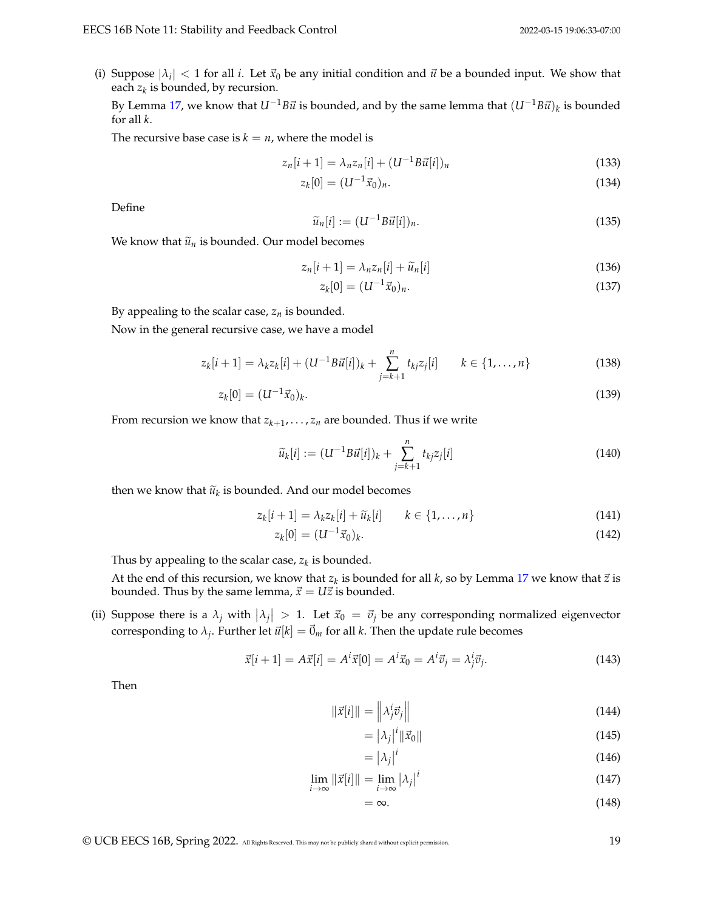(i) Suppose $|\lambda_i| < 1$ for all $i$. Let $\vec{x}_0$ be any initial condition and $\vec{u}$ be a bounded input. We show that each $z_k$ is bounded, by recursion.

By Lemma 17, we know that $U^{-1}B\vec{u}$ is bounded, and by the same lemma that $(U^{-1}B\vec{u})_k$ is bounded for all $k$.

The recursive base case is $k = n$, where the model is

$$z_n[i+1] = \lambda_n z_n[i] + (U^{-1}B\vec{u}[i])_n \tag{133}$$

$$z_k[0] = (U^{-1}\vec{x}_0)_n. \tag{134}$$

Define

$$\widetilde{u}_n[i] := (U^{-1}B\vec{u}[i])_n. \tag{135}$$

We know that $\widetilde{u}_n$ is bounded. Our model becomes

$$z_n[i+1] = \lambda_n z_n[i] + \widetilde{u}_n[i] \tag{136}$$

$$z_k[0] = (U^{-1}\vec{x}_0)_n. \tag{137}$$

By appealing to the scalar case, $z_n$ is bounded.

Now in the general recursive case, we have a model

$$z_k[i+1] = \lambda_k z_k[i] + (U^{-1}B\vec{u}[i])_k + \sum_{j=k+1}^{n} t_{kj} z_j[i] \qquad k \in \{1, \ldots, n\} \tag{138}$$

$$z_k[0] = (U^{-1}\vec{x}_0)_k. \tag{139}$$

From recursion we know that $z_{k+1}, \ldots, z_n$ are bounded. Thus if we write

$$\widetilde{u}_k[i] := (U^{-1}B\vec{u}[i])_k + \sum_{j=k+1}^{n} t_{kj} z_j[i] \tag{140}$$

then we know that $\widetilde{u}_k$ is bounded. And our model becomes

$$z_k[i+1] = \lambda_k z_k[i] + \widetilde{u}_k[i] \qquad k \in \{1, \ldots, n\} \tag{141}$$

$$z_k[0] = (U^{-1}\vec{x}_0)_k. \tag{142}$$

Thus by appealing to the scalar case, $z_k$ is bounded.

At the end of this recursion, we know that $z_k$ is bounded for all $k$, so by Lemma 17 we know that $\vec{z}$ is bounded. Thus by the same lemma, $\vec{x} = U\vec{z}$ is bounded.

(ii) Suppose there is a $\lambda_j$ with $|\lambda_j| > 1$. Let $\vec{x}_0 = \vec{v}_j$ be any corresponding normalized eigenvector corresponding to $\lambda_j$. Further let $\vec{u}[k] = \vec{0}_m$ for all $k$. Then the update rule becomes

$$\vec{x}[i+1] = A\vec{x}[i] = A^i\vec{x}[0] = A^i\vec{x}_0 = A^i\vec{v}_j = \lambda_j^i\vec{v}_j. \tag{143}$$

Then

$$\|\vec{x}[i]\| = \left\|\lambda_j^i \vec{v}_j\right\| \tag{144}$$

$$= |\lambda_j|^i \|\vec{x}_0\| \tag{145}$$

$$= |\lambda_j|^i \tag{146}$$

$$\lim_{i\to\infty} \|\vec{x}[i]\| = \lim_{i\to\infty} |\lambda_j|^i \tag{147}$$

$$= \infty. \tag{148}$$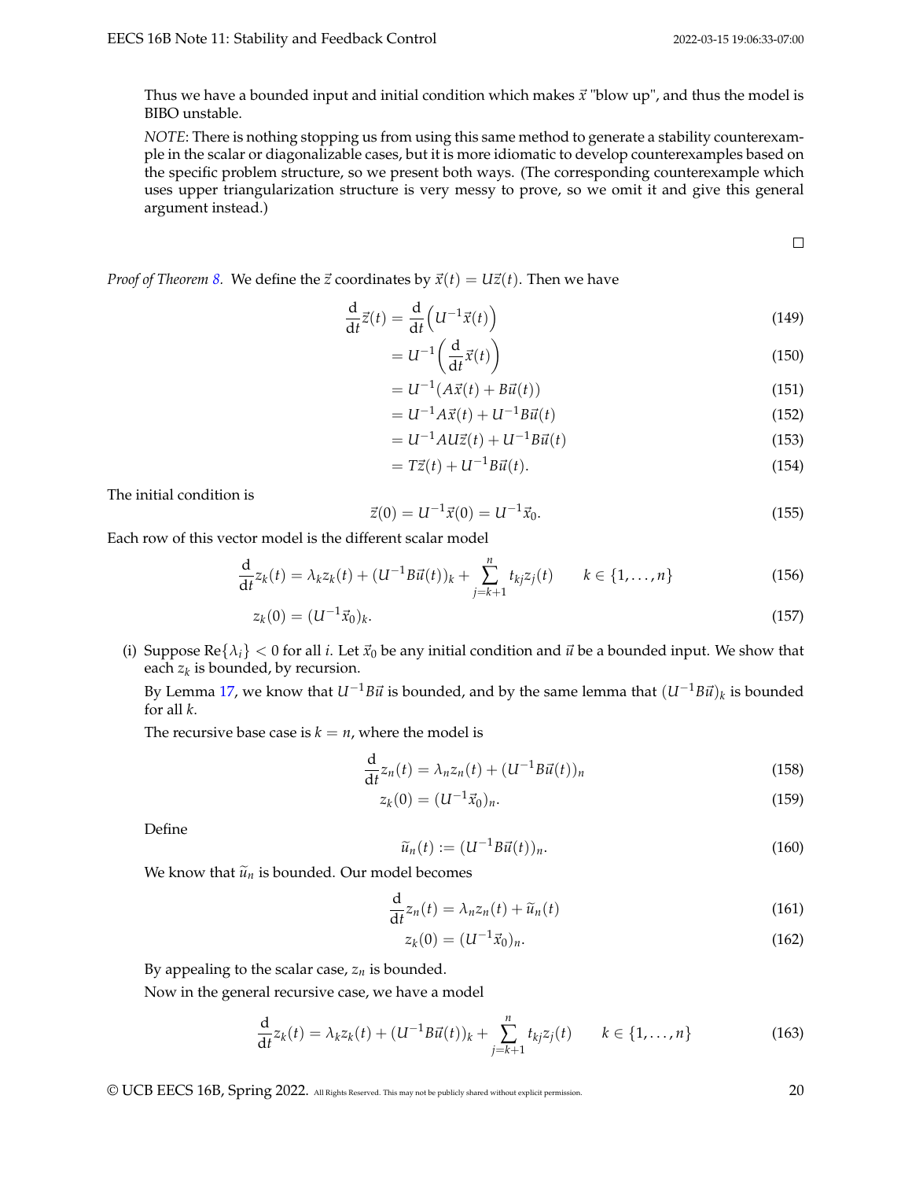Thus we have a bounded input and initial condition which makes $\vec{x}$ "blow up", and thus the model is BIBO unstable.

*NOTE*: There is nothing stopping us from using this same method to generate a stability counterexample in the scalar or diagonalizable cases, but it is more idiomatic to develop counterexamples based on the specific problem structure, so we present both ways. (The corresponding counterexample which uses upper triangularization structure is very messy to prove, so we omit it and give this general argument instead.)

□

*Proof of Theorem 8.* We define the $\vec{z}$ coordinates by $\vec{x}(t) = U\vec{z}(t)$. Then we have

$$\frac{\mathrm{d}}{\mathrm{d}t}\vec{z}(t) = \frac{\mathrm{d}}{\mathrm{d}t}\left(U^{-1}\vec{x}(t)\right) \tag{149}$$

$$= U^{-1}\left(\frac{\mathrm{d}}{\mathrm{d}t}\vec{x}(t)\right) \tag{150}$$

$$= U^{-1}(A\vec{x}(t) + B\vec{u}(t)) \tag{151}$$

$$= U^{-1}A\vec{x}(t) + U^{-1}B\vec{u}(t) \tag{152}$$

$$= U^{-1}AU\vec{z}(t) + U^{-1}B\vec{u}(t) \tag{153}$$

$$= T\vec{z}(t) + U^{-1}B\vec{u}(t). \tag{154}$$

The initial condition is

$$\vec{z}(0) = U^{-1}\vec{x}(0) = U^{-1}\vec{x}_0. \tag{155}$$

Each row of this vector model is the different scalar model

$$\frac{\mathrm{d}}{\mathrm{d}t}z_k(t) = \lambda_k z_k(t) + (U^{-1}B\vec{u}(t))_k + \sum_{j=k+1}^{n} t_{kj}z_j(t) \qquad k \in \{1, \ldots, n\} \tag{156}$$

$$z_k(0) = (U^{-1}\vec{x}_0)_k. \tag{157}$$

(i) Suppose $\mathrm{Re}\{\lambda_i\} < 0$ for all $i$. Let $\vec{x}_0$ be any initial condition and $\vec{u}$ be a bounded input. We show that each $z_k$ is bounded, by recursion.

By Lemma 17, we know that $U^{-1}B\vec{u}$ is bounded, and by the same lemma that $(U^{-1}B\vec{u})_k$ is bounded for all $k$.

The recursive base case is $k = n$, where the model is

$$\frac{\mathrm{d}}{\mathrm{d}t}z_n(t) = \lambda_n z_n(t) + (U^{-1}B\vec{u}(t))_n \tag{158}$$

$$z_k(0) = (U^{-1}\vec{x}_0)_n. \tag{159}$$

Define

$$\widetilde{u}_n(t) := (U^{-1}B\vec{u}(t))_n. \tag{160}$$

We know that $\widetilde{u}_n$ is bounded. Our model becomes

$$\frac{\mathrm{d}}{\mathrm{d}t}z_n(t) = \lambda_n z_n(t) + \widetilde{u}_n(t) \tag{161}$$

$$z_k(0) = (U^{-1}\vec{x}_0)_n. \tag{162}$$

By appealing to the scalar case, $z_n$ is bounded.

Now in the general recursive case, we have a model

$$\frac{\mathrm{d}}{\mathrm{d}t}z_k(t) = \lambda_k z_k(t) + (U^{-1}B\vec{u}(t))_k + \sum_{j=k+1}^{n} t_{kj}z_j(t) \qquad k \in \{1, \ldots, n\} \tag{163}$$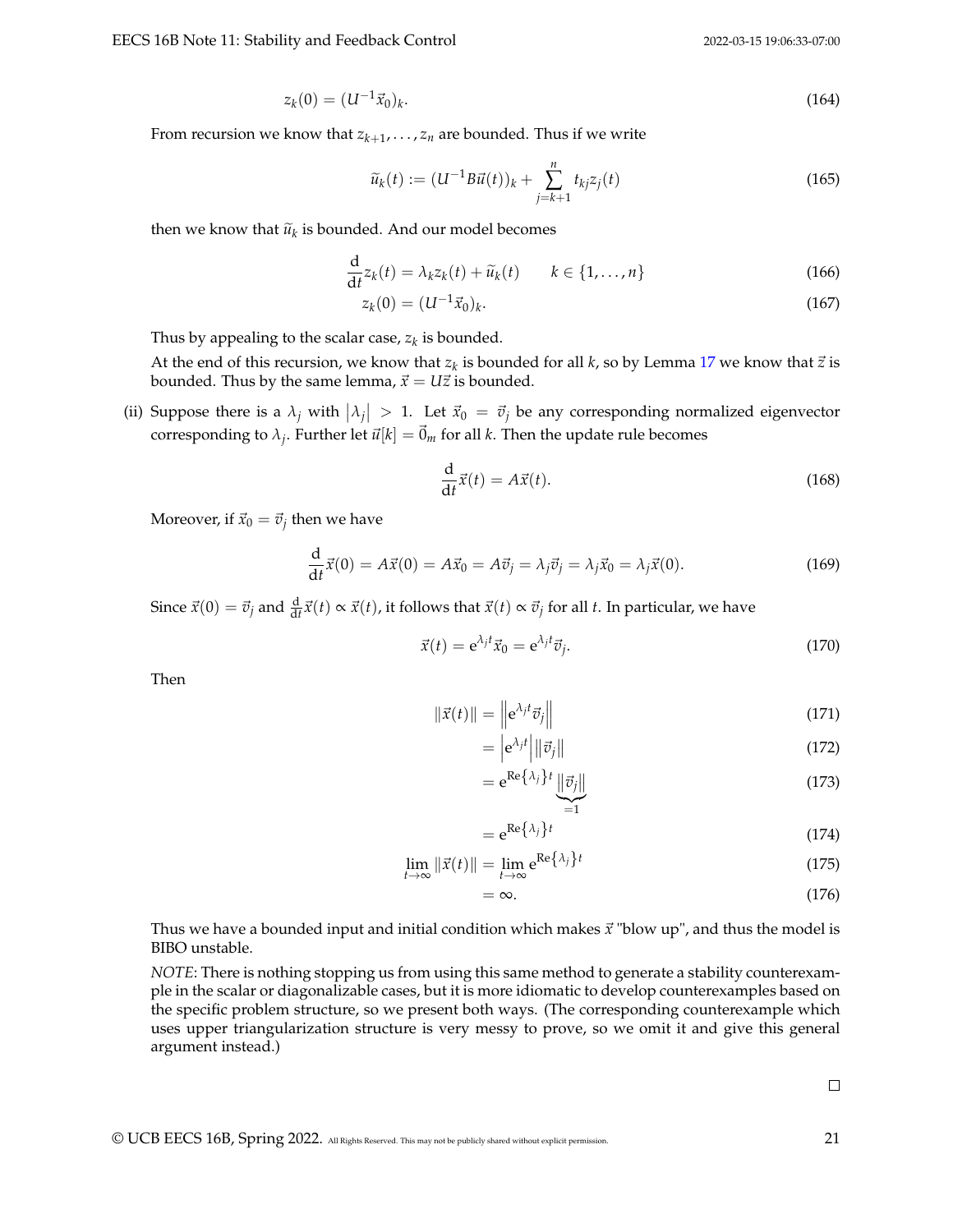$$z_k(0) = (U^{-1}\vec{x}_0)_k. \tag{164}$$

From recursion we know that $z_{k+1}, \ldots, z_n$ are bounded. Thus if we write

$$\widetilde{u}_k(t) := (U^{-1}B\vec{u}(t))_k + \sum_{j=k+1}^{n} t_{kj} z_j(t) \tag{165}$$

then we know that $\widetilde{u}_k$ is bounded. And our model becomes

$$\frac{\mathrm{d}}{\mathrm{d}t} z_k(t) = \lambda_k z_k(t) + \widetilde{u}_k(t) \qquad k \in \{1, \ldots, n\} \tag{166}$$

$$z_k(0) = (U^{-1}\vec{x}_0)_k. \tag{167}$$

Thus by appealing to the scalar case, $z_k$ is bounded.

At the end of this recursion, we know that $z_k$ is bounded for all $k$, so by Lemma 17 we know that $\vec{z}$ is bounded. Thus by the same lemma, $\vec{x} = U\vec{z}$ is bounded.

(ii) Suppose there is a $\lambda_j$ with $|\lambda_j| > 1$. Let $\vec{x}_0 = \vec{v}_j$ be any corresponding normalized eigenvector corresponding to $\lambda_j$. Further let $\vec{u}[k] = \vec{0}_m$ for all $k$. Then the update rule becomes

$$\frac{\mathrm{d}}{\mathrm{d}t}\vec{x}(t) = A\vec{x}(t). \tag{168}$$

Moreover, if $\vec{x}_0 = \vec{v}_j$ then we have

$$\frac{\mathrm{d}}{\mathrm{d}t}\vec{x}(0) = A\vec{x}(0) = A\vec{x}_0 = A\vec{v}_j = \lambda_j\vec{v}_j = \lambda_j\vec{x}_0 = \lambda_j\vec{x}(0). \tag{169}$$

Since $\vec{x}(0) = \vec{v}_j$ and $\frac{\mathrm{d}}{\mathrm{d}t}\vec{x}(t) \propto \vec{x}(t)$, it follows that $\vec{x}(t) \propto \vec{v}_j$ for all $t$. In particular, we have

$$\vec{x}(t) = \mathrm{e}^{\lambda_j t}\vec{x}_0 = \mathrm{e}^{\lambda_j t}\vec{v}_j. \tag{170}$$

Then

$$\|\vec{x}(t)\| = \left\|\mathrm{e}^{\lambda_j t}\vec{v}_j\right\| \tag{171}$$

$$= \left|\mathrm{e}^{\lambda_j t}\right| \|\vec{v}_j\| \tag{172}$$

$$= \mathrm{e}^{\mathrm{Re}\{\lambda_j\}t} \underbrace{\|\vec{v}_j\|}_{=1} \tag{173}$$

$$= \mathrm{e}^{\mathrm{Re}\{\lambda_j\}t} \tag{174}$$

$$\lim_{t\to\infty} \|\vec{x}(t)\| = \lim_{t\to\infty} \mathrm{e}^{\mathrm{Re}\{\lambda_j\}t} \tag{175}$$

$$= \infty. \tag{176}$$

Thus we have a bounded input and initial condition which makes $\vec{x}$ "blow up", and thus the model is BIBO unstable.

*NOTE*: There is nothing stopping us from using this same method to generate a stability counterexample in the scalar or diagonalizable cases, but it is more idiomatic to develop counterexamples based on the specific problem structure, so we present both ways. (The corresponding counterexample which uses upper triangularization structure is very messy to prove, so we omit it and give this general argument instead.)

□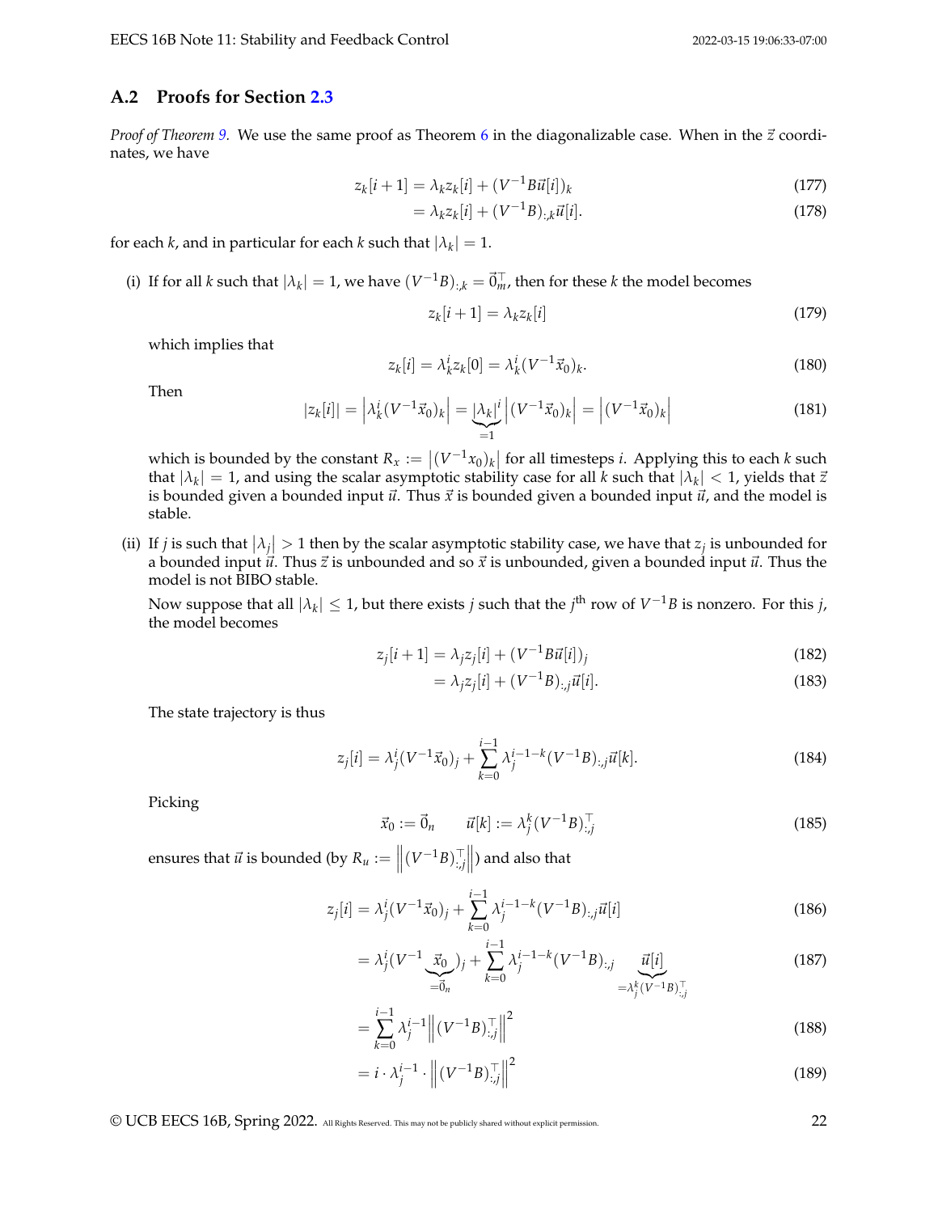## A.2 Proofs for Section 2.3

*Proof of Theorem 9.* We use the same proof as Theorem 6 in the diagonalizable case. When in the $\vec{z}$ coordinates, we have

$$z_k[i+1] = \lambda_k z_k[i] + (V^{-1}B\vec{u}[i])_k \tag{177}$$

$$= \lambda_k z_k[i] + (V^{-1}B)_{:,k}\vec{u}[i]. \tag{178}$$

for each $k$, and in particular for each $k$ such that $|\lambda_k| = 1$.

(i) If for all $k$ such that $|\lambda_k| = 1$, we have $(V^{-1}B)_{:,k} = \vec{0}_m^\top$, then for these $k$ the model becomes

$$z_k[i+1] = \lambda_k z_k[i] \tag{179}$$

which implies that

$$z_k[i] = \lambda_k^i z_k[0] = \lambda_k^i (V^{-1}\vec{x}_0)_k. \tag{180}$$

Then

$$|z_k[i]| = \left|\lambda_k^i (V^{-1}\vec{x}_0)_k\right| = \underbrace{|\lambda_k|^i}_{=1} \left|(V^{-1}\vec{x}_0)_k\right| = \left|(V^{-1}\vec{x}_0)_k\right| \tag{181}$$

which is bounded by the constant $R_x := \left|(V^{-1}x_0)_k\right|$ for all timesteps $i$. Applying this to each $k$ such that $|\lambda_k| = 1$, and using the scalar asymptotic stability case for all $k$ such that $|\lambda_k| < 1$, yields that $\vec{z}$ is bounded given a bounded input $\vec{u}$. Thus $\vec{x}$ is bounded given a bounded input $\vec{u}$, and the model is stable.

(ii) If $j$ is such that $|\lambda_j| > 1$ then by the scalar asymptotic stability case, we have that $z_j$ is unbounded for a bounded input $\vec{u}$. Thus $\vec{z}$ is unbounded and so $\vec{x}$ is unbounded, given a bounded input $\vec{u}$. Thus the model is not BIBO stable.

Now suppose that all $|\lambda_k| \le 1$, but there exists $j$ such that the $j^{\text{th}}$ row of $V^{-1}B$ is nonzero. For this $j$, the model becomes

$$z_j[i+1] = \lambda_j z_j[i] + (V^{-1}B\vec{u}[i])_j \tag{182}$$

$$= \lambda_j z_j[i] + (V^{-1}B)_{:,j}\vec{u}[i]. \tag{183}$$

The state trajectory is thus

$$z_j[i] = \lambda_j^i (V^{-1}\vec{x}_0)_j + \sum_{k=0}^{i-1} \lambda_j^{i-1-k}(V^{-1}B)_{:,j}\vec{u}[k]. \tag{184}$$

Picking

$$\vec{x}_0 := \vec{0}_n \qquad \vec{u}[k] := \lambda_j^k (V^{-1}B)_{:,j}^\top \tag{185}$$

ensures that $\vec{u}$ is bounded (by $R_u := \left\|(V^{-1}B)_{:,j}^\top\right\|$) and also that

$$z_j[i] = \lambda_j^i (V^{-1}\vec{x}_0)_j + \sum_{k=0}^{i-1} \lambda_j^{i-1-k}(V^{-1}B)_{:,j}\vec{u}[i] \tag{186}$$

$$= \lambda_j^i (V^{-1}\underbrace{\vec{x}_0}_{=\vec{0}_n})_j + \sum_{k=0}^{i-1} \lambda_j^{i-1-k}(V^{-1}B)_{:,j}\underbrace{\vec{u}[i]}_{=\lambda_j^k (V^{-1}B)_{:,j}^\top} \tag{187}$$

$$= \sum_{k=0}^{i-1} \lambda_j^{i-1}\left\|(V^{-1}B)_{:,j}^\top\right\|^2 \tag{188}$$

$$= i \cdot \lambda_j^{i-1} \cdot \left\|(V^{-1}B)_{:,j}^\top\right\|^2 \tag{189}$$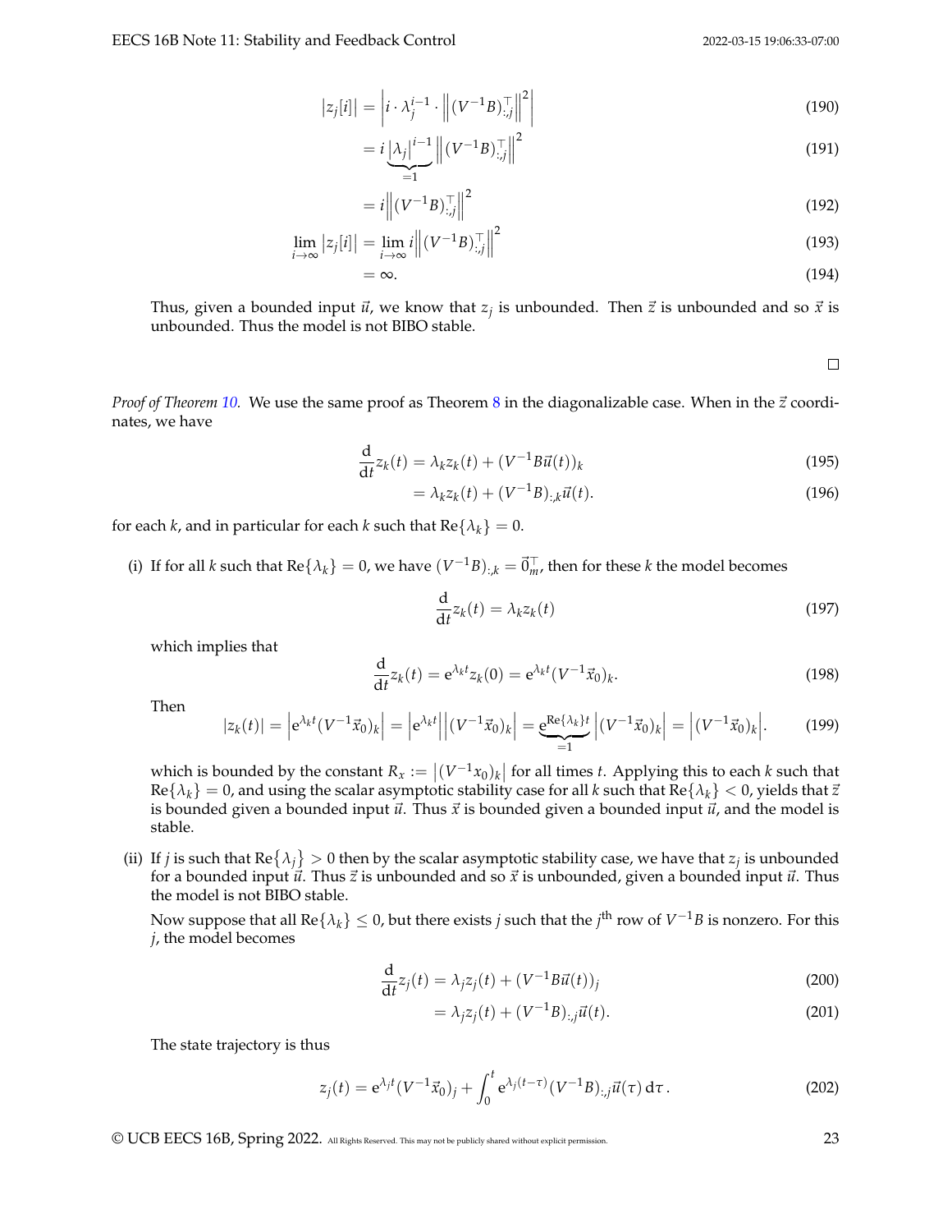$$
\left|z_j[i]\right| = \left| i \cdot \lambda_j^{i-1} \cdot \left\|(V^{-1}B)_{:,j}^{\top}\right\|^2 \right| \tag{190}
$$

$$
= i \underbrace{\left|\lambda_j\right|^{i-1}}_{=1} \left\|(V^{-1}B)_{:,j}^{\top}\right\|^2 \tag{191}
$$

$$
= i \left\|(V^{-1}B)_{:,j}^{\top}\right\|^2 \tag{192}
$$

$$
\lim_{i\to\infty} \left|z_j[i]\right| = \lim_{i\to\infty} i \left\|(V^{-1}B)_{:,j}^{\top}\right\|^2 \tag{193}
$$

$$
= \infty. \tag{194}
$$

Thus, given a bounded input $\vec{u}$, we know that $z_j$ is unbounded. Then $\vec{z}$ is unbounded and so $\vec{x}$ is unbounded. Thus the model is not BIBO stable.

□

*Proof of Theorem 10.* We use the same proof as Theorem 8 in the diagonalizable case. When in the $\vec{z}$ coordinates, we have

$$
\frac{\mathrm{d}}{\mathrm{d}t} z_k(t) = \lambda_k z_k(t) + (V^{-1}B\vec{u}(t))_k \tag{195}
$$

$$
= \lambda_k z_k(t) + (V^{-1}B)_{:,k}\vec{u}(t). \tag{196}
$$

for each $k$, and in particular for each $k$ such that $\mathrm{Re}\{\lambda_k\} = 0$.

(i) If for all $k$ such that $\mathrm{Re}\{\lambda_k\} = 0$, we have $(V^{-1}B)_{:,k} = \vec{0}_m^{\top}$, then for these $k$ the model becomes

$$
\frac{\mathrm{d}}{\mathrm{d}t} z_k(t) = \lambda_k z_k(t) \tag{197}
$$

which implies that

$$
\frac{\mathrm{d}}{\mathrm{d}t} z_k(t) = \mathrm{e}^{\lambda_k t} z_k(0) = \mathrm{e}^{\lambda_k t}(V^{-1}\vec{x}_0)_k. \tag{198}
$$

Then

$$
|z_k(t)| = \left|\mathrm{e}^{\lambda_k t}(V^{-1}\vec{x}_0)_k\right| = \left|\mathrm{e}^{\lambda_k t}\right|\left|(V^{-1}\vec{x}_0)_k\right| = \underbrace{\mathrm{e}^{\mathrm{Re}\{\lambda_k\}t}}_{=1}\left|(V^{-1}\vec{x}_0)_k\right| = \left|(V^{-1}\vec{x}_0)_k\right|. \tag{199}
$$

which is bounded by the constant $R_x := \left|(V^{-1}x_0)_k\right|$ for all times $t$. Applying this to each $k$ such that $\mathrm{Re}\{\lambda_k\} = 0$, and using the scalar asymptotic stability case for all $k$ such that $\mathrm{Re}\{\lambda_k\} < 0$, yields that $\vec{z}$ is bounded given a bounded input $\vec{u}$. Thus $\vec{x}$ is bounded given a bounded input $\vec{u}$, and the model is stable.

(ii) If $j$ is such that $\mathrm{Re}\{\lambda_j\} > 0$ then by the scalar asymptotic stability case, we have that $z_j$ is unbounded for a bounded input $\vec{u}$. Thus $\vec{z}$ is unbounded and so $\vec{x}$ is unbounded, given a bounded input $\vec{u}$. Thus the model is not BIBO stable.

Now suppose that all $\mathrm{Re}\{\lambda_k\} \leq 0$, but there exists $j$ such that the $j^{\text{th}}$ row of $V^{-1}B$ is nonzero. For this $j$, the model becomes

$$
\frac{\mathrm{d}}{\mathrm{d}t} z_j(t) = \lambda_j z_j(t) + (V^{-1}B\vec{u}(t))_j \tag{200}
$$

$$
= \lambda_j z_j(t) + (V^{-1}B)_{:,j}\vec{u}(t). \tag{201}
$$

The state trajectory is thus

$$
z_j(t) = \mathrm{e}^{\lambda_j t}(V^{-1}\vec{x}_0)_j + \int_0^t \mathrm{e}^{\lambda_j(t-\tau)}(V^{-1}B)_{:,j}\vec{u}(\tau)\,\mathrm{d}\tau. \tag{202}
$$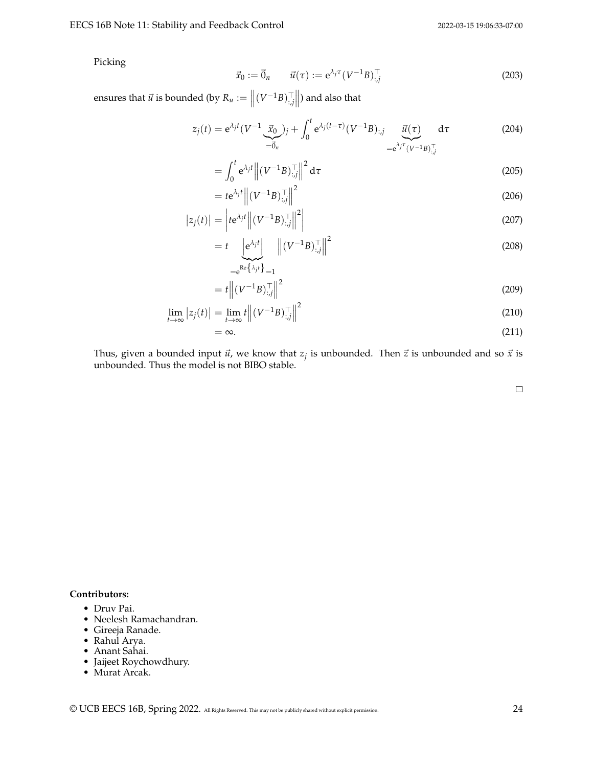Picking

$$\vec{x}_0 := \vec{0}_n \qquad \vec{u}(\tau) := \mathrm{e}^{\lambda_j \tau}(V^{-1}B)_{:,j}^\top \tag{203}$$

ensures that $\vec{u}$ is bounded (by $R_u := \left\|(V^{-1}B)_{:,j}^\top\right\|$) and also that

$$z_j(t) = \mathrm{e}^{\lambda_j t}(V^{-1}\underbrace{\vec{x}_0}_{=\vec{0}_n})_j + \int_0^t \mathrm{e}^{\lambda_j(t-\tau)}(V^{-1}B)_{:,j} \underbrace{\vec{u}(\tau)}_{=\mathrm{e}^{\lambda_j \tau}(V^{-1}B)_{:,j}^\top} \mathrm{d}\tau \tag{204}$$

$$= \int_0^t \mathrm{e}^{\lambda_j t}\left\|(V^{-1}B)_{:,j}^\top\right\|^2 \mathrm{d}\tau \tag{205}$$

$$= t\mathrm{e}^{\lambda_j t}\left\|(V^{-1}B)_{:,j}^\top\right\|^2 \tag{206}$$

$$\left|z_j(t)\right| = \left|t\mathrm{e}^{\lambda_j t}\left\|(V^{-1}B)_{:,j}^\top\right\|^2\right| \tag{207}$$

$$= t \underbrace{\left|\mathrm{e}^{\lambda_j t}\right|}_{=\mathrm{e}^{\mathrm{Re}\{\lambda_j t\}}=1} \left\|(V^{-1}B)_{:,j}^\top\right\|^2 \tag{208}$$

$$= t\left\|(V^{-1}B)_{:,j}^\top\right\|^2 \tag{209}$$

$$\lim_{t\to\infty}\left|z_j(t)\right| = \lim_{t\to\infty} t\left\|(V^{-1}B)_{:,j}^\top\right\|^2 \tag{210}$$

$$= \infty. \tag{211}$$

Thus, given a bounded input $\vec{u}$, we know that $z_j$ is unbounded. Then $\vec{z}$ is unbounded and so $\vec{x}$ is unbounded. Thus the model is not BIBO stable.

□

**Contributors:**

- Druv Pai.
- Neelesh Ramachandran.
- Gireeja Ranade.
- Rahul Arya.
- Anant Sahai.
- Jaijeet Roychowdhury.
- Murat Arcak.